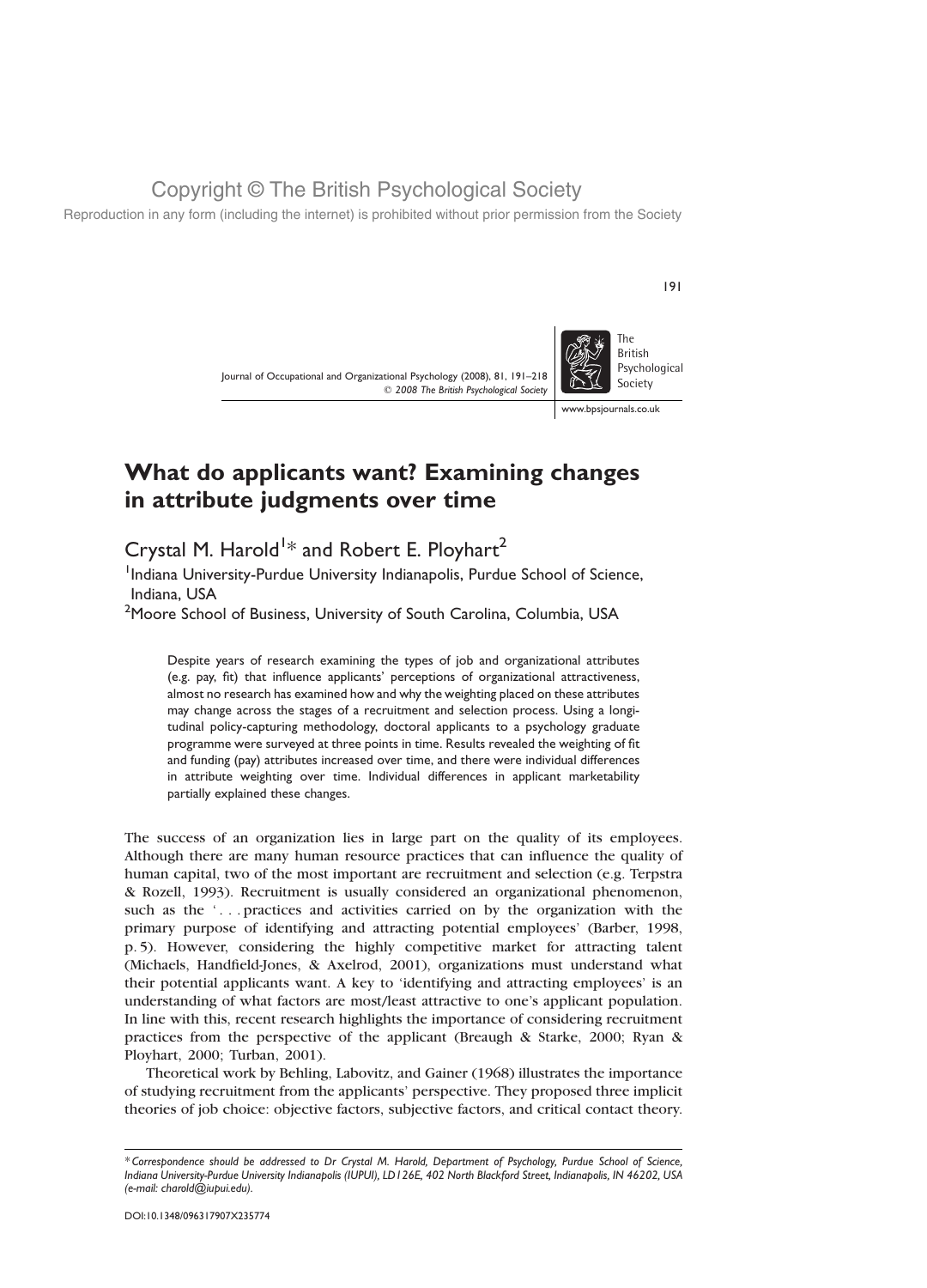# What do applicants want? Examining changes in attribute judgments over time

Crystal M. Harold[1]* and Robert E. Ployhart[2]

[1]Indiana University-Purdue University Indianapolis, Purdue School of Science, Indiana, USA

[2]Moore School of Business, University of South Carolina, Columbia, USA

Despite years of research examining the types of job and organizational attributes (e.g. pay, fit) that influence applicants' perceptions of organizational attractiveness, almost no research has examined how and why the weighting placed on these attributes may change across the stages of a recruitment and selection process. Using a longitudinal policy-capturing methodology, doctoral applicants to a psychology graduate programme were surveyed at three points in time. Results revealed the weighting of fit and funding (pay) attributes increased over time, and there were individual differences in attribute weighting over time. Individual differences in applicant marketability partially explained these changes.

The success of an organization lies in large part on the quality of its employees. Although there are many human resource practices that can influence the quality of human capital, two of the most important are recruitment and selection (e.g. Terpstra & Rozell, 1993). Recruitment is usually considered an organizational phenomenon, such as the '. . . practices and activities carried on by the organization with the primary purpose of identifying and attracting potential employees' (Barber, 1998, p. 5). However, considering the highly competitive market for attracting talent (Michaels, Handfield-Jones, & Axelrod, 2001), organizations must understand what their potential applicants want. A key to 'identifying and attracting employees' is an understanding of what factors are most/least attractive to one's applicant population. In line with this, recent research highlights the importance of considering recruitment practices from the perspective of the applicant (Breaugh & Starke, 2000; Ryan & Ployhart, 2000; Turban, 2001).

Theoretical work by Behling, Labovitz, and Gainer (1968) illustrates the importance of studying recruitment from the applicants' perspective. They proposed three implicit theories of job choice: objective factors, subjective factors, and critical contact theory.

*Correspondence should be addressed to Dr Crystal M. Harold, Department of Psychology, Purdue School of Science, Indiana University-Purdue University Indianapolis (IUPUI), LD126E, 402 North Blackford Street, Indianapolis, IN 46202, USA (e-mail: charold@iupui.edu).

DOI:10.1348/096317907X235774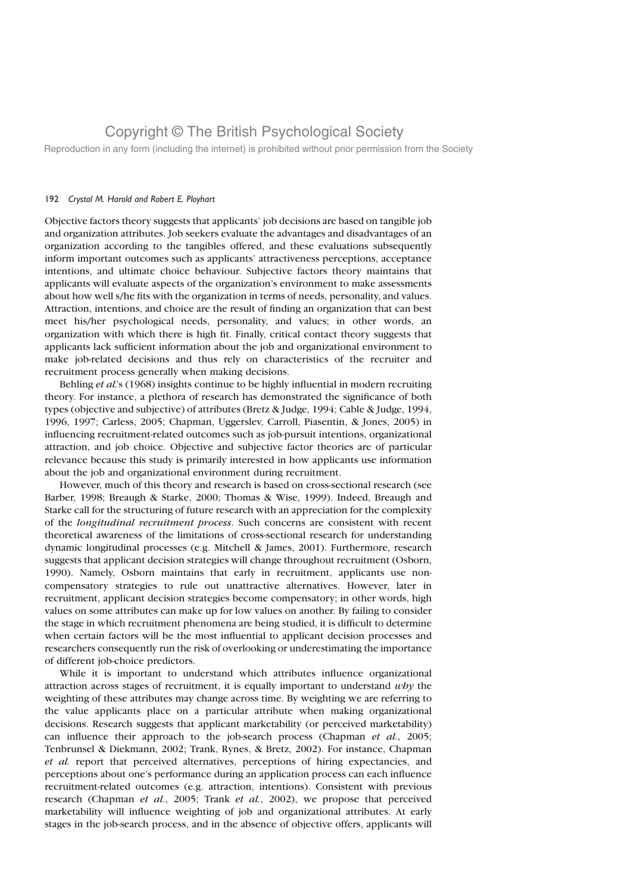Objective factors theory suggests that applicants' job decisions are based on tangible job and organization attributes. Job seekers evaluate the advantages and disadvantages of an organization according to the tangibles offered, and these evaluations subsequently inform important outcomes such as applicants' attractiveness perceptions, acceptance intentions, and ultimate choice behaviour. Subjective factors theory maintains that applicants will evaluate aspects of the organization's environment to make assessments about how well s/he fits with the organization in terms of needs, personality, and values. Attraction, intentions, and choice are the result of finding an organization that can best meet his/her psychological needs, personality, and values; in other words, an organization with which there is high fit. Finally, critical contact theory suggests that applicants lack sufficient information about the job and organizational environment to make job-related decisions and thus rely on characteristics of the recruiter and recruitment process generally when making decisions.

Behling *et al.*'s (1968) insights continue to be highly influential in modern recruiting theory. For instance, a plethora of research has demonstrated the significance of both types (objective and subjective) of attributes (Bretz & Judge, 1994; Cable & Judge, 1994, 1996, 1997; Carless, 2005; Chapman, Uggerslev, Carroll, Piasentin, & Jones, 2005) in influencing recruitment-related outcomes such as job-pursuit intentions, organizational attraction, and job choice. Objective and subjective factor theories are of particular relevance because this study is primarily interested in how applicants use information about the job and organizational environment during recruitment.

However, much of this theory and research is based on cross-sectional research (see Barber, 1998; Breaugh & Starke, 2000; Thomas & Wise, 1999). Indeed, Breaugh and Starke call for the structuring of future research with an appreciation for the complexity of the *longitudinal recruitment process*. Such concerns are consistent with recent theoretical awareness of the limitations of cross-sectional research for understanding dynamic longitudinal processes (e.g. Mitchell & James, 2001). Furthermore, research suggests that applicant decision strategies will change throughout recruitment (Osborn, 1990). Namely, Osborn maintains that early in recruitment, applicants use non-compensatory strategies to rule out unattractive alternatives. However, later in recruitment, applicant decision strategies become compensatory; in other words, high values on some attributes can make up for low values on another. By failing to consider the stage in which recruitment phenomena are being studied, it is difficult to determine when certain factors will be the most influential to applicant decision processes and researchers consequently run the risk of overlooking or underestimating the importance of different job-choice predictors.

While it is important to understand which attributes influence organizational attraction across stages of recruitment, it is equally important to understand *why* the weighting of these attributes may change across time. By weighting we are referring to the value applicants place on a particular attribute when making organizational decisions. Research suggests that applicant marketability (or perceived marketability) can influence their approach to the job-search process (Chapman *et al.*, 2005; Tenbrunsel & Diekmann, 2002; Trank, Rynes, & Bretz, 2002). For instance, Chapman *et al.* report that perceived alternatives, perceptions of hiring expectancies, and perceptions about one's performance during an application process can each influence recruitment-related outcomes (e.g. attraction, intentions). Consistent with previous research (Chapman *et al.*, 2005; Trank *et al.*, 2002), we propose that perceived marketability will influence weighting of job and organizational attributes. At early stages in the job-search process, and in the absence of objective offers, applicants will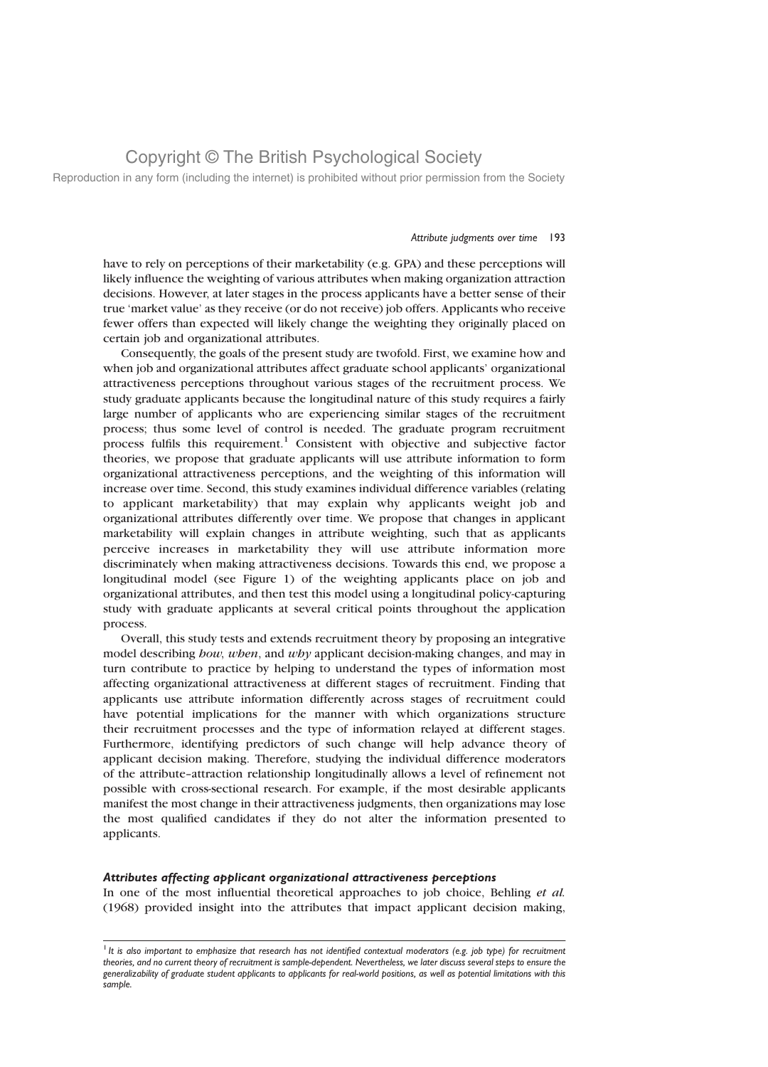have to rely on perceptions of their marketability (e.g. GPA) and these perceptions will likely influence the weighting of various attributes when making organization attraction decisions. However, at later stages in the process applicants have a better sense of their true 'market value' as they receive (or do not receive) job offers. Applicants who receive fewer offers than expected will likely change the weighting they originally placed on certain job and organizational attributes.

Consequently, the goals of the present study are twofold. First, we examine how and when job and organizational attributes affect graduate school applicants' organizational attractiveness perceptions throughout various stages of the recruitment process. We study graduate applicants because the longitudinal nature of this study requires a fairly large number of applicants who are experiencing similar stages of the recruitment process; thus some level of control is needed. The graduate program recruitment process fulfils this requirement.[1] Consistent with objective and subjective factor theories, we propose that graduate applicants will use attribute information to form organizational attractiveness perceptions, and the weighting of this information will increase over time. Second, this study examines individual difference variables (relating to applicant marketability) that may explain why applicants weight job and organizational attributes differently over time. We propose that changes in applicant marketability will explain changes in attribute weighting, such that as applicants perceive increases in marketability they will use attribute information more discriminately when making attractiveness decisions. Towards this end, we propose a longitudinal model (see Figure 1) of the weighting applicants place on job and organizational attributes, and then test this model using a longitudinal policy-capturing study with graduate applicants at several critical points throughout the application process.

Overall, this study tests and extends recruitment theory by proposing an integrative model describing *how*, *when*, and *why* applicant decision-making changes, and may in turn contribute to practice by helping to understand the types of information most affecting organizational attractiveness at different stages of recruitment. Finding that applicants use attribute information differently across stages of recruitment could have potential implications for the manner with which organizations structure their recruitment processes and the type of information relayed at different stages. Furthermore, identifying predictors of such change will help advance theory of applicant decision making. Therefore, studying the individual difference moderators of the attribute–attraction relationship longitudinally allows a level of refinement not possible with cross-sectional research. For example, if the most desirable applicants manifest the most change in their attractiveness judgments, then organizations may lose the most qualified candidates if they do not alter the information presented to applicants.

### *Attributes affecting applicant organizational attractiveness perceptions*

In one of the most influential theoretical approaches to job choice, Behling *et al.* (1968) provided insight into the attributes that impact applicant decision making,

---

[1] *It is also important to emphasize that research has not identified contextual moderators (e.g. job type) for recruitment theories, and no current theory of recruitment is sample-dependent. Nevertheless, we later discuss several steps to ensure the generalizability of graduate student applicants to applicants for real-world positions, as well as potential limitations with this sample.*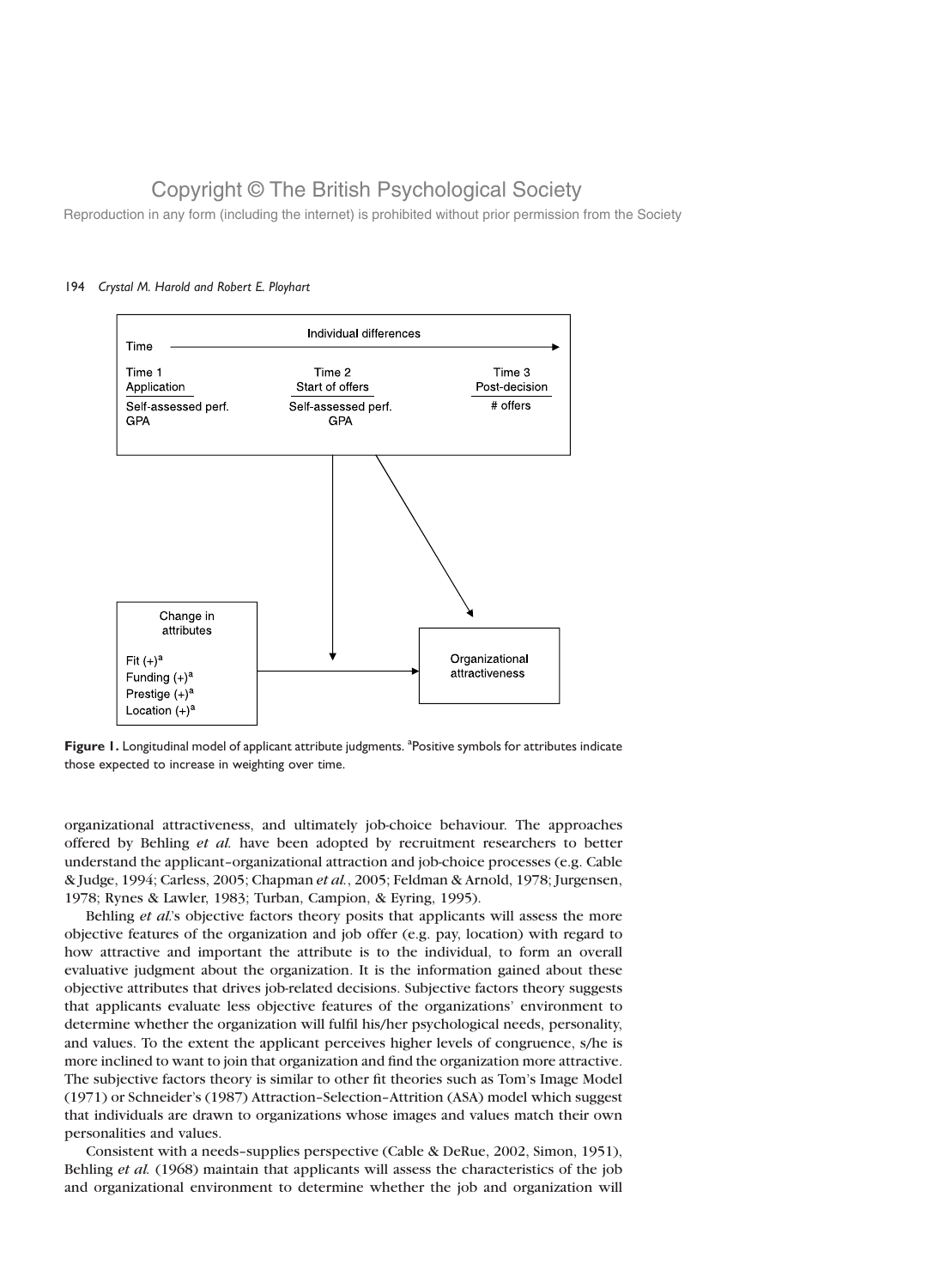Individual differences

Time

Time 1 Application
Self-assessed perf.
GPA

Time 2 Start of offers
Self-assessed perf.
GPA

Time 3 Post-decision
# offers

Change in attributes

Fit (+)[a]
Funding (+)[a]
Prestige (+)[a]
Location (+)[a]

Organizational attractiveness

**Figure 1.** Longitudinal model of applicant attribute judgments. [a]Positive symbols for attributes indicate those expected to increase in weighting over time.

organizational attractiveness, and ultimately job-choice behaviour. The approaches offered by Behling *et al.* have been adopted by recruitment researchers to better understand the applicant–organizational attraction and job-choice processes (e.g. Cable & Judge, 1994; Carless, 2005; Chapman *et al.*, 2005; Feldman & Arnold, 1978; Jurgensen, 1978; Rynes & Lawler, 1983; Turban, Campion, & Eyring, 1995).

Behling *et al.*'s objective factors theory posits that applicants will assess the more objective features of the organization and job offer (e.g. pay, location) with regard to how attractive and important the attribute is to the individual, to form an overall evaluative judgment about the organization. It is the information gained about these objective attributes that drives job-related decisions. Subjective factors theory suggests that applicants evaluate less objective features of the organizations' environment to determine whether the organization will fulfil his/her psychological needs, personality, and values. To the extent the applicant perceives higher levels of congruence, s/he is more inclined to want to join that organization and find the organization more attractive. The subjective factors theory is similar to other fit theories such as Tom's Image Model (1971) or Schneider's (1987) Attraction–Selection–Attrition (ASA) model which suggest that individuals are drawn to organizations whose images and values match their own personalities and values.

Consistent with a needs–supplies perspective (Cable & DeRue, 2002, Simon, 1951), Behling *et al.* (1968) maintain that applicants will assess the characteristics of the job and organizational environment to determine whether the job and organization will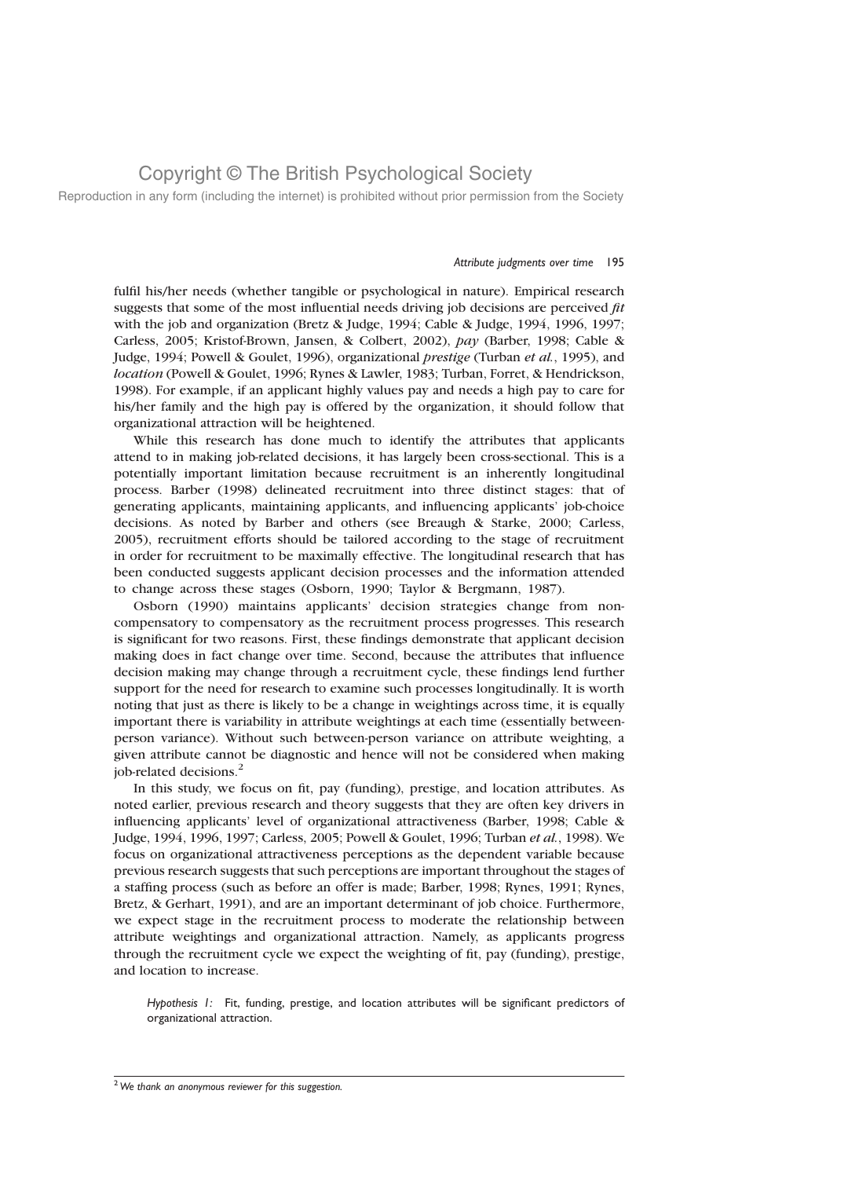fulfil his/her needs (whether tangible or psychological in nature). Empirical research suggests that some of the most influential needs driving job decisions are perceived *fit* with the job and organization (Bretz & Judge, 1994; Cable & Judge, 1994, 1996, 1997; Carless, 2005; Kristof-Brown, Jansen, & Colbert, 2002), *pay* (Barber, 1998; Cable & Judge, 1994; Powell & Goulet, 1996), organizational *prestige* (Turban *et al.*, 1995), and *location* (Powell & Goulet, 1996; Rynes & Lawler, 1983; Turban, Forret, & Hendrickson, 1998). For example, if an applicant highly values pay and needs a high pay to care for his/her family and the high pay is offered by the organization, it should follow that organizational attraction will be heightened.

While this research has done much to identify the attributes that applicants attend to in making job-related decisions, it has largely been cross-sectional. This is a potentially important limitation because recruitment is an inherently longitudinal process. Barber (1998) delineated recruitment into three distinct stages: that of generating applicants, maintaining applicants, and influencing applicants' job-choice decisions. As noted by Barber and others (see Breaugh & Starke, 2000; Carless, 2005), recruitment efforts should be tailored according to the stage of recruitment in order for recruitment to be maximally effective. The longitudinal research that has been conducted suggests applicant decision processes and the information attended to change across these stages (Osborn, 1990; Taylor & Bergmann, 1987).

Osborn (1990) maintains applicants' decision strategies change from non-compensatory to compensatory as the recruitment process progresses. This research is significant for two reasons. First, these findings demonstrate that applicant decision making does in fact change over time. Second, because the attributes that influence decision making may change through a recruitment cycle, these findings lend further support for the need for research to examine such processes longitudinally. It is worth noting that just as there is likely to be a change in weightings across time, it is equally important there is variability in attribute weightings at each time (essentially between-person variance). Without such between-person variance on attribute weighting, a given attribute cannot be diagnostic and hence will not be considered when making job-related decisions.[2]

In this study, we focus on fit, pay (funding), prestige, and location attributes. As noted earlier, previous research and theory suggests that they are often key drivers in influencing applicants' level of organizational attractiveness (Barber, 1998; Cable & Judge, 1994, 1996, 1997; Carless, 2005; Powell & Goulet, 1996; Turban *et al.*, 1998). We focus on organizational attractiveness perceptions as the dependent variable because previous research suggests that such perceptions are important throughout the stages of a staffing process (such as before an offer is made; Barber, 1998; Rynes, 1991; Rynes, Bretz, & Gerhart, 1991), and are an important determinant of job choice. Furthermore, we expect stage in the recruitment process to moderate the relationship between attribute weightings and organizational attraction. Namely, as applicants progress through the recruitment cycle we expect the weighting of fit, pay (funding), prestige, and location to increase.

> *Hypothesis 1:* Fit, funding, prestige, and location attributes will be significant predictors of organizational attraction.

---

[2] *We thank an anonymous reviewer for this suggestion.*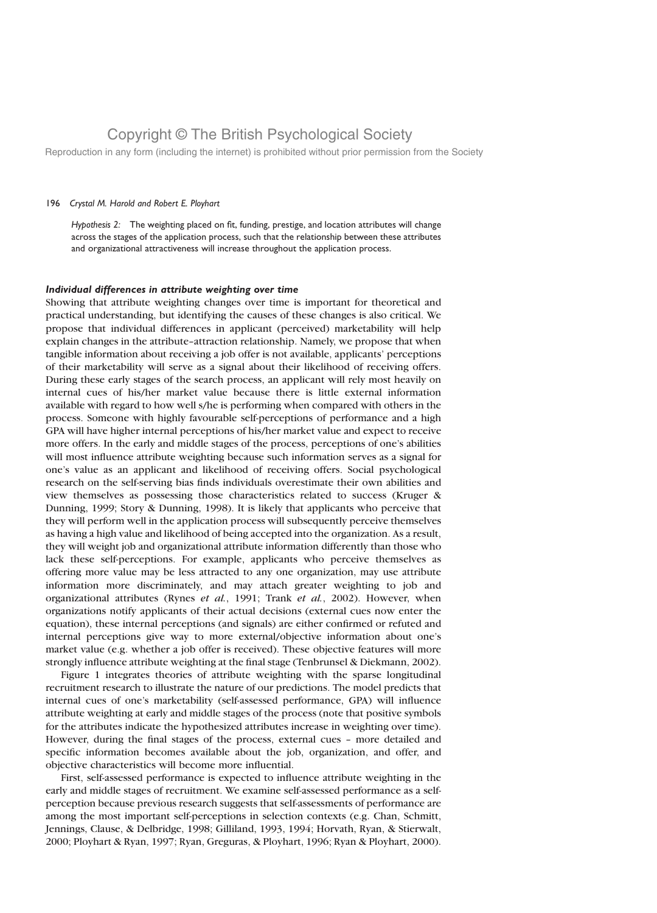*Hypothesis 2:* The weighting placed on fit, funding, prestige, and location attributes will change across the stages of the application process, such that the relationship between these attributes and organizational attractiveness will increase throughout the application process.

### *Individual differences in attribute weighting over time*

Showing that attribute weighting changes over time is important for theoretical and practical understanding, but identifying the causes of these changes is also critical. We propose that individual differences in applicant (perceived) marketability will help explain changes in the attribute–attraction relationship. Namely, we propose that when tangible information about receiving a job offer is not available, applicants' perceptions of their marketability will serve as a signal about their likelihood of receiving offers. During these early stages of the search process, an applicant will rely most heavily on internal cues of his/her market value because there is little external information available with regard to how well s/he is performing when compared with others in the process. Someone with highly favourable self-perceptions of performance and a high GPA will have higher internal perceptions of his/her market value and expect to receive more offers. In the early and middle stages of the process, perceptions of one's abilities will most influence attribute weighting because such information serves as a signal for one's value as an applicant and likelihood of receiving offers. Social psychological research on the self-serving bias finds individuals overestimate their own abilities and view themselves as possessing those characteristics related to success (Kruger & Dunning, 1999; Story & Dunning, 1998). It is likely that applicants who perceive that they will perform well in the application process will subsequently perceive themselves as having a high value and likelihood of being accepted into the organization. As a result, they will weight job and organizational attribute information differently than those who lack these self-perceptions. For example, applicants who perceive themselves as offering more value may be less attracted to any one organization, may use attribute information more discriminately, and may attach greater weighting to job and organizational attributes (Rynes *et al.*, 1991; Trank *et al.*, 2002). However, when organizations notify applicants of their actual decisions (external cues now enter the equation), these internal perceptions (and signals) are either confirmed or refuted and internal perceptions give way to more external/objective information about one's market value (e.g. whether a job offer is received). These objective features will more strongly influence attribute weighting at the final stage (Tenbrunsel & Diekmann, 2002).

Figure 1 integrates theories of attribute weighting with the sparse longitudinal recruitment research to illustrate the nature of our predictions. The model predicts that internal cues of one's marketability (self-assessed performance, GPA) will influence attribute weighting at early and middle stages of the process (note that positive symbols for the attributes indicate the hypothesized attributes increase in weighting over time). However, during the final stages of the process, external cues – more detailed and specific information becomes available about the job, organization, and offer, and objective characteristics will become more influential.

First, self-assessed performance is expected to influence attribute weighting in the early and middle stages of recruitment. We examine self-assessed performance as a self-perception because previous research suggests that self-assessments of performance are among the most important self-perceptions in selection contexts (e.g. Chan, Schmitt, Jennings, Clause, & Delbridge, 1998; Gilliland, 1993, 1994; Horvath, Ryan, & Stierwalt, 2000; Ployhart & Ryan, 1997; Ryan, Greguras, & Ployhart, 1996; Ryan & Ployhart, 2000).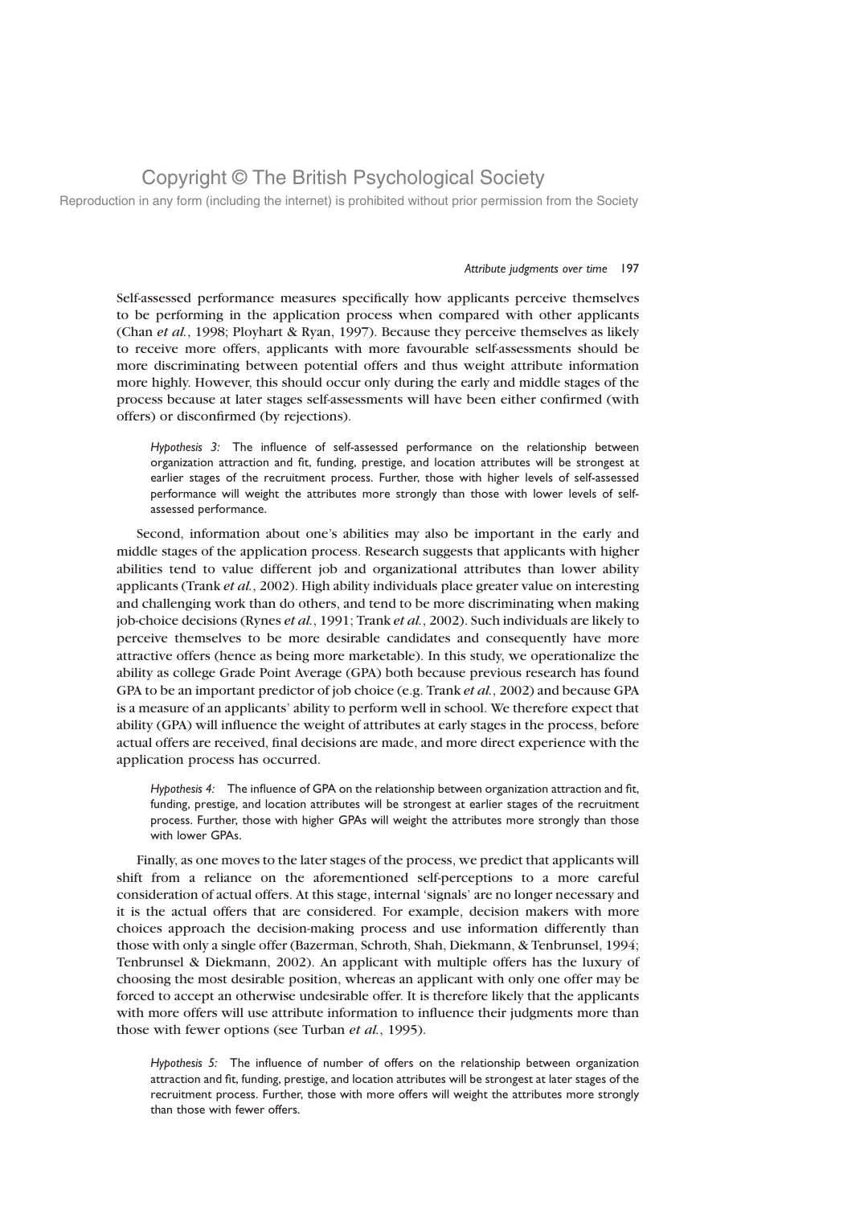Self-assessed performance measures specifically how applicants perceive themselves to be performing in the application process when compared with other applicants (Chan *et al.*, 1998; Ployhart & Ryan, 1997). Because they perceive themselves as likely to receive more offers, applicants with more favourable self-assessments should be more discriminating between potential offers and thus weight attribute information more highly. However, this should occur only during the early and middle stages of the process because at later stages self-assessments will have been either confirmed (with offers) or disconfirmed (by rejections).

> *Hypothesis 3:* The influence of self-assessed performance on the relationship between organization attraction and fit, funding, prestige, and location attributes will be strongest at earlier stages of the recruitment process. Further, those with higher levels of self-assessed performance will weight the attributes more strongly than those with lower levels of self-assessed performance.

Second, information about one's abilities may also be important in the early and middle stages of the application process. Research suggests that applicants with higher abilities tend to value different job and organizational attributes than lower ability applicants (Trank *et al.*, 2002). High ability individuals place greater value on interesting and challenging work than do others, and tend to be more discriminating when making job-choice decisions (Rynes *et al.*, 1991; Trank *et al.*, 2002). Such individuals are likely to perceive themselves to be more desirable candidates and consequently have more attractive offers (hence as being more marketable). In this study, we operationalize the ability as college Grade Point Average (GPA) both because previous research has found GPA to be an important predictor of job choice (e.g. Trank *et al.*, 2002) and because GPA is a measure of an applicants' ability to perform well in school. We therefore expect that ability (GPA) will influence the weight of attributes at early stages in the process, before actual offers are received, final decisions are made, and more direct experience with the application process has occurred.

> *Hypothesis 4:* The influence of GPA on the relationship between organization attraction and fit, funding, prestige, and location attributes will be strongest at earlier stages of the recruitment process. Further, those with higher GPAs will weight the attributes more strongly than those with lower GPAs.

Finally, as one moves to the later stages of the process, we predict that applicants will shift from a reliance on the aforementioned self-perceptions to a more careful consideration of actual offers. At this stage, internal 'signals' are no longer necessary and it is the actual offers that are considered. For example, decision makers with more choices approach the decision-making process and use information differently than those with only a single offer (Bazerman, Schroth, Shah, Diekmann, & Tenbrunsel, 1994; Tenbrunsel & Diekmann, 2002). An applicant with multiple offers has the luxury of choosing the most desirable position, whereas an applicant with only one offer may be forced to accept an otherwise undesirable offer. It is therefore likely that the applicants with more offers will use attribute information to influence their judgments more than those with fewer options (see Turban *et al.*, 1995).

> *Hypothesis 5:* The influence of number of offers on the relationship between organization attraction and fit, funding, prestige, and location attributes will be strongest at later stages of the recruitment process. Further, those with more offers will weight the attributes more strongly than those with fewer offers.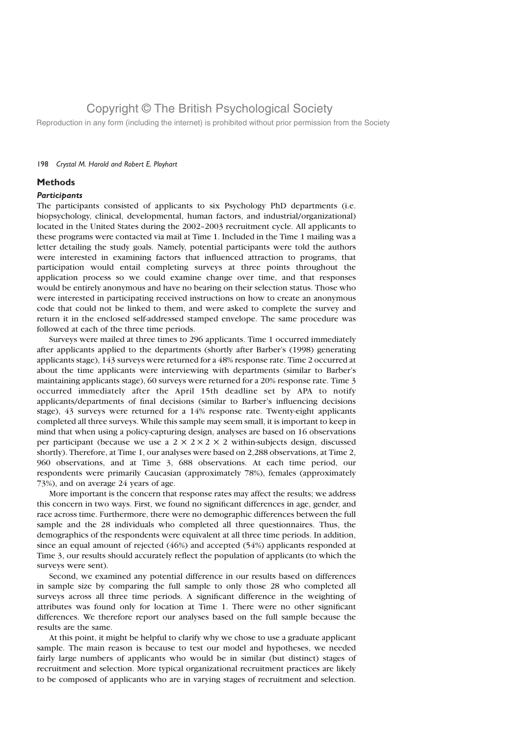## Methods

### *Participants*

The participants consisted of applicants to six Psychology PhD departments (i.e. biopsychology, clinical, developmental, human factors, and industrial/organizational) located in the United States during the 2002–2003 recruitment cycle. All applicants to these programs were contacted via mail at Time 1. Included in the Time 1 mailing was a letter detailing the study goals. Namely, potential participants were told the authors were interested in examining factors that influenced attraction to programs, that participation would entail completing surveys at three points throughout the application process so we could examine change over time, and that responses would be entirely anonymous and have no bearing on their selection status. Those who were interested in participating received instructions on how to create an anonymous code that could not be linked to them, and were asked to complete the survey and return it in the enclosed self-addressed stamped envelope. The same procedure was followed at each of the three time periods.

Surveys were mailed at three times to 296 applicants. Time 1 occurred immediately after applicants applied to the departments (shortly after Barber's (1998) generating applicants stage), 143 surveys were returned for a 48% response rate. Time 2 occurred at about the time applicants were interviewing with departments (similar to Barber's maintaining applicants stage), 60 surveys were returned for a 20% response rate. Time 3 occurred immediately after the April 15th deadline set by APA to notify applicants/departments of final decisions (similar to Barber's influencing decisions stage), 43 surveys were returned for a 14% response rate. Twenty-eight applicants completed all three surveys. While this sample may seem small, it is important to keep in mind that when using a policy-capturing design, analyses are based on 16 observations per participant (because we use a $2 \times 2 \times 2 \times 2$ within-subjects design, discussed shortly). Therefore, at Time 1, our analyses were based on 2,288 observations, at Time 2, 960 observations, and at Time 3, 688 observations. At each time period, our respondents were primarily Caucasian (approximately 78%), females (approximately 73%), and on average 24 years of age.

More important is the concern that response rates may affect the results; we address this concern in two ways. First, we found no significant differences in age, gender, and race across time. Furthermore, there were no demographic differences between the full sample and the 28 individuals who completed all three questionnaires. Thus, the demographics of the respondents were equivalent at all three time periods. In addition, since an equal amount of rejected (46%) and accepted (54%) applicants responded at Time 3, our results should accurately reflect the population of applicants (to which the surveys were sent).

Second, we examined any potential difference in our results based on differences in sample size by comparing the full sample to only those 28 who completed all surveys across all three time periods. A significant difference in the weighting of attributes was found only for location at Time 1. There were no other significant differences. We therefore report our analyses based on the full sample because the results are the same.

At this point, it might be helpful to clarify why we chose to use a graduate applicant sample. The main reason is because to test our model and hypotheses, we needed fairly large numbers of applicants who would be in similar (but distinct) stages of recruitment and selection. More typical organizational recruitment practices are likely to be composed of applicants who are in varying stages of recruitment and selection.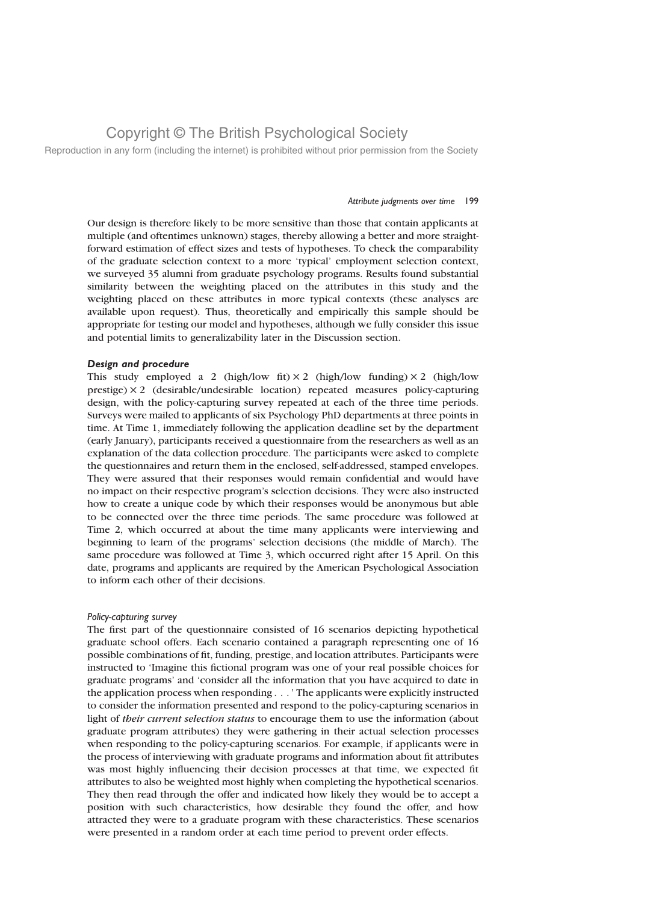Our design is therefore likely to be more sensitive than those that contain applicants at multiple (and oftentimes unknown) stages, thereby allowing a better and more straightforward estimation of effect sizes and tests of hypotheses. To check the comparability of the graduate selection context to a more 'typical' employment selection context, we surveyed 35 alumni from graduate psychology programs. Results found substantial similarity between the weighting placed on the attributes in this study and the weighting placed on these attributes in more typical contexts (these analyses are available upon request). Thus, theoretically and empirically this sample should be appropriate for testing our model and hypotheses, although we fully consider this issue and potential limits to generalizability later in the Discussion section.

### *Design and procedure*

This study employed a 2 (high/low fit) × 2 (high/low funding) × 2 (high/low prestige) × 2 (desirable/undesirable location) repeated measures policy-capturing design, with the policy-capturing survey repeated at each of the three time periods. Surveys were mailed to applicants of six Psychology PhD departments at three points in time. At Time 1, immediately following the application deadline set by the department (early January), participants received a questionnaire from the researchers as well as an explanation of the data collection procedure. The participants were asked to complete the questionnaires and return them in the enclosed, self-addressed, stamped envelopes. They were assured that their responses would remain confidential and would have no impact on their respective program's selection decisions. They were also instructed how to create a unique code by which their responses would be anonymous but able to be connected over the three time periods. The same procedure was followed at Time 2, which occurred at about the time many applicants were interviewing and beginning to learn of the programs' selection decisions (the middle of March). The same procedure was followed at Time 3, which occurred right after 15 April. On this date, programs and applicants are required by the American Psychological Association to inform each other of their decisions.

#### *Policy-capturing survey*

The first part of the questionnaire consisted of 16 scenarios depicting hypothetical graduate school offers. Each scenario contained a paragraph representing one of 16 possible combinations of fit, funding, prestige, and location attributes. Participants were instructed to 'Imagine this fictional program was one of your real possible choices for graduate programs' and 'consider all the information that you have acquired to date in the application process when responding . . . ' The applicants were explicitly instructed to consider the information presented and respond to the policy-capturing scenarios in light of *their current selection status* to encourage them to use the information (about graduate program attributes) they were gathering in their actual selection processes when responding to the policy-capturing scenarios. For example, if applicants were in the process of interviewing with graduate programs and information about fit attributes was most highly influencing their decision processes at that time, we expected fit attributes to also be weighted most highly when completing the hypothetical scenarios. They then read through the offer and indicated how likely they would be to accept a position with such characteristics, how desirable they found the offer, and how attracted they were to a graduate program with these characteristics. These scenarios were presented in a random order at each time period to prevent order effects.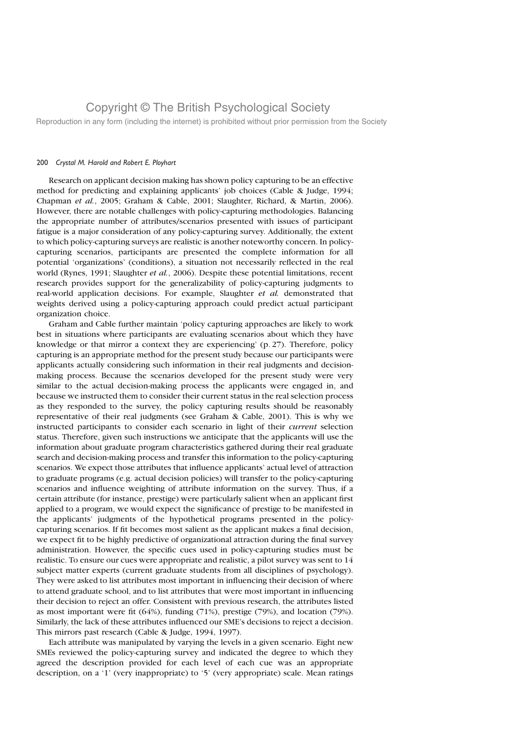Research on applicant decision making has shown policy capturing to be an effective method for predicting and explaining applicants' job choices (Cable & Judge, 1994; Chapman *et al.*, 2005; Graham & Cable, 2001; Slaughter, Richard, & Martin, 2006). However, there are notable challenges with policy-capturing methodologies. Balancing the appropriate number of attributes/scenarios presented with issues of participant fatigue is a major consideration of any policy-capturing survey. Additionally, the extent to which policy-capturing surveys are realistic is another noteworthy concern. In policy-capturing scenarios, participants are presented the complete information for all potential 'organizations' (conditions), a situation not necessarily reflected in the real world (Rynes, 1991; Slaughter *et al.*, 2006). Despite these potential limitations, recent research provides support for the generalizability of policy-capturing judgments to real-world application decisions. For example, Slaughter *et al.* demonstrated that weights derived using a policy-capturing approach could predict actual participant organization choice.

Graham and Cable further maintain 'policy capturing approaches are likely to work best in situations where participants are evaluating scenarios about which they have knowledge or that mirror a context they are experiencing' (p. 27). Therefore, policy capturing is an appropriate method for the present study because our participants were applicants actually considering such information in their real judgments and decision-making process. Because the scenarios developed for the present study were very similar to the actual decision-making process the applicants were engaged in, and because we instructed them to consider their current status in the real selection process as they responded to the survey, the policy capturing results should be reasonably representative of their real judgments (see Graham & Cable, 2001). This is why we instructed participants to consider each scenario in light of their *current* selection status. Therefore, given such instructions we anticipate that the applicants will use the information about graduate program characteristics gathered during their real graduate search and decision-making process and transfer this information to the policy-capturing scenarios. We expect those attributes that influence applicants' actual level of attraction to graduate programs (e.g. actual decision policies) will transfer to the policy-capturing scenarios and influence weighting of attribute information on the survey. Thus, if a certain attribute (for instance, prestige) were particularly salient when an applicant first applied to a program, we would expect the significance of prestige to be manifested in the applicants' judgments of the hypothetical programs presented in the policy-capturing scenarios. If fit becomes most salient as the applicant makes a final decision, we expect fit to be highly predictive of organizational attraction during the final survey administration. However, the specific cues used in policy-capturing studies must be realistic. To ensure our cues were appropriate and realistic, a pilot survey was sent to 14 subject matter experts (current graduate students from all disciplines of psychology). They were asked to list attributes most important in influencing their decision of where to attend graduate school, and to list attributes that were most important in influencing their decision to reject an offer. Consistent with previous research, the attributes listed as most important were fit (64%), funding (71%), prestige (79%), and location (79%). Similarly, the lack of these attributes influenced our SME's decisions to reject a decision. This mirrors past research (Cable & Judge, 1994, 1997).

Each attribute was manipulated by varying the levels in a given scenario. Eight new SMEs reviewed the policy-capturing survey and indicated the degree to which they agreed the description provided for each level of each cue was an appropriate description, on a '1' (very inappropriate) to '5' (very appropriate) scale. Mean ratings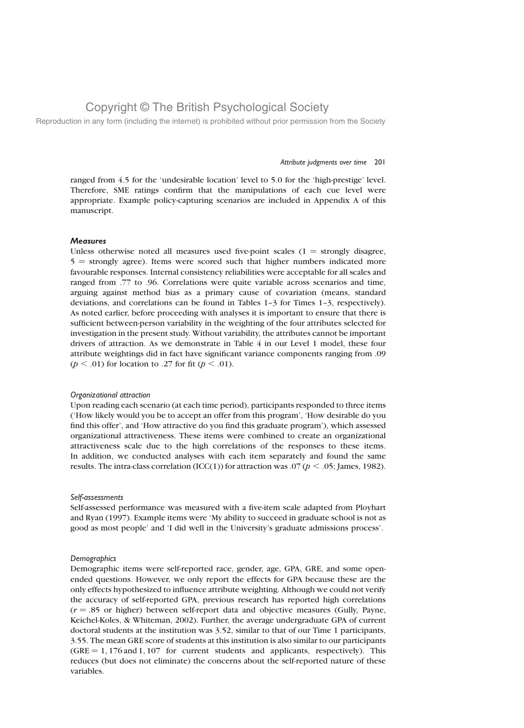ranged from 4.5 for the 'undesirable location' level to 5.0 for the 'high-prestige' level. Therefore, SME ratings confirm that the manipulations of each cue level were appropriate. Example policy-capturing scenarios are included in Appendix A of this manuscript.

### Measures

Unless otherwise noted all measures used five-point scales (1 = strongly disagree, 5 = strongly agree). Items were scored such that higher numbers indicated more favourable responses. Internal consistency reliabilities were acceptable for all scales and ranged from .77 to .96. Correlations were quite variable across scenarios and time, arguing against method bias as a primary cause of covariation (means, standard deviations, and correlations can be found in Tables 1–3 for Times 1–3, respectively). As noted earlier, before proceeding with analyses it is important to ensure that there is sufficient between-person variability in the weighting of the four attributes selected for investigation in the present study. Without variability, the attributes cannot be important drivers of attraction. As we demonstrate in Table 4 in our Level 1 model, these four attribute weightings did in fact have significant variance components ranging from .09 ($p < .01$) for location to .27 for fit ($p < .01$).

#### *Organizational attraction*

Upon reading each scenario (at each time period), participants responded to three items ('How likely would you be to accept an offer from this program', 'How desirable do you find this offer', and 'How attractive do you find this graduate program'), which assessed organizational attractiveness. These items were combined to create an organizational attractiveness scale due to the high correlations of the responses to these items. In addition, we conducted analyses with each item separately and found the same results. The intra-class correlation (ICC(1)) for attraction was .07 ($p < .05$; James, 1982).

#### *Self-assessments*

Self-assessed performance was measured with a five-item scale adapted from Ployhart and Ryan (1997). Example items were 'My ability to succeed in graduate school is not as good as most people' and 'I did well in the University's graduate admissions process'.

#### *Demographics*

Demographic items were self-reported race, gender, age, GPA, GRE, and some open-ended questions. However, we only report the effects for GPA because these are the only effects hypothesized to influence attribute weighting. Although we could not verify the accuracy of self-reported GPA, previous research has reported high correlations ($r = .85$ or higher) between self-report data and objective measures (Gully, Payne, Keichel-Koles, & Whiteman, 2002). Further, the average undergraduate GPA of current doctoral students at the institution was 3.52, similar to that of our Time 1 participants, 3.55. The mean GRE score of students at this institution is also similar to our participants (GRE = 1,176 and 1,107 for current students and applicants, respectively). This reduces (but does not eliminate) the concerns about the self-reported nature of these variables.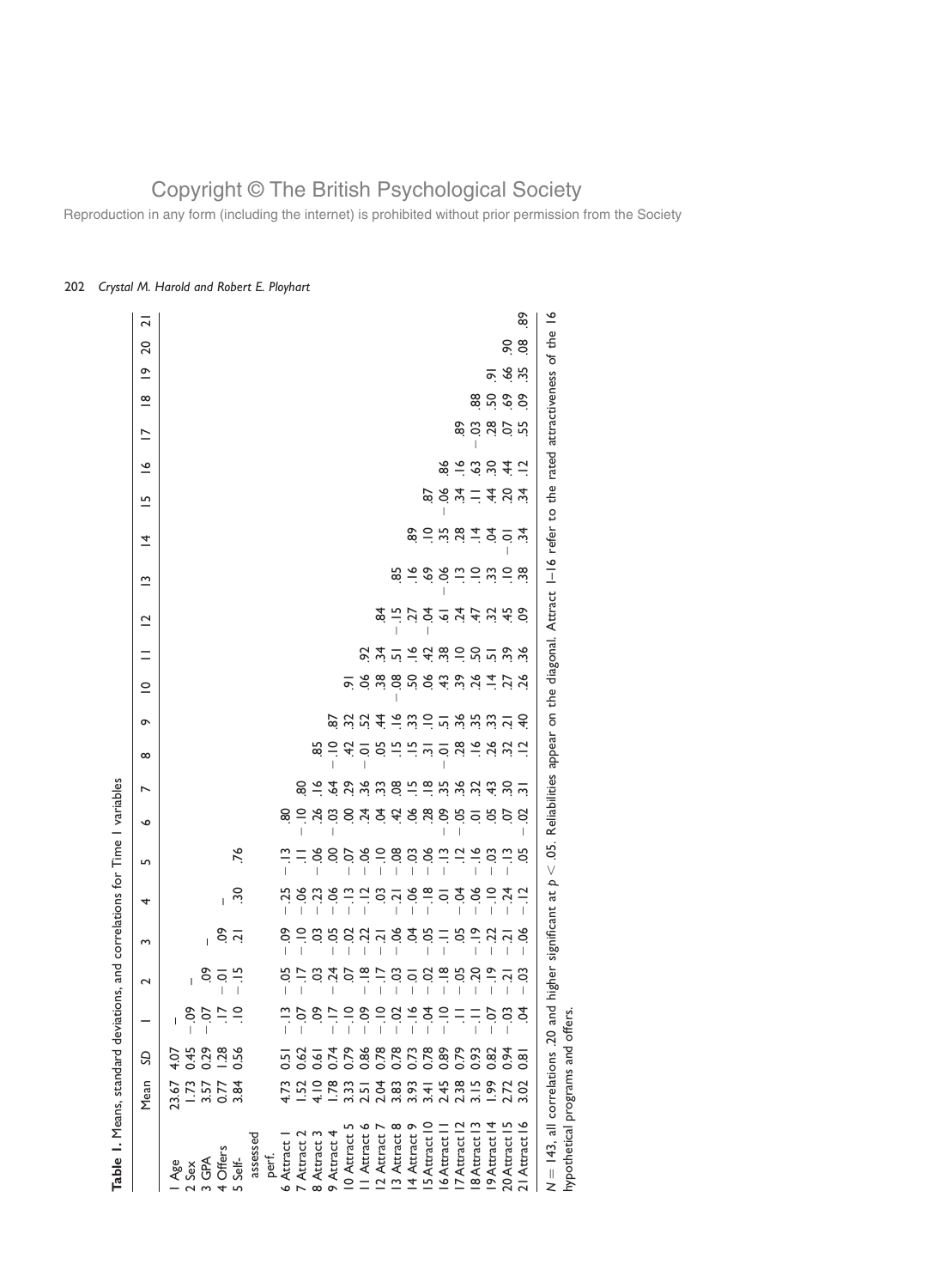**Table 1.** Means, standard deviations, and correlations for Time 1 variables

| | Mean | SD | 1 | 2 | 3 | 4 | 5 | 6 | 7 | 8 | 9 | 10 | 11 | 12 | 13 | 14 | 15 | 16 | 17 | 18 | 19 | 20 | 21 |
|---|---|---|---|---|---|---|---|---|---|---|---|---|---|---|---|---|---|---|---|---|---|---|---|
| 1 Age | 23.67 | 4.07 | – | | | | | | | | | | | | | | | | | | | | |
| 2 Sex | 1.73 | 0.45 | −.09 | – | | | | | | | | | | | | | | | | | | | |
| 3 GPA | 3.57 | 0.29 | −.07 | .09 | – | | | | | | | | | | | | | | | | | | |
| 4 Offers | 0.77 | 1.28 | .17 | −.01 | .09 | – | | | | | | | | | | | | | | | | | |
| 5 Self-assessed perf. | 3.84 | 0.56 | .10 | −.15 | .21 | .30 | .76 | | | | | | | | | | | | | | | | |
| 6 Attract 1 | 4.73 | 0.51 | −.13 | −.05 | −.09 | −.25 | −.13 | .80 | | | | | | | | | | | | | | | |
| 7 Attract 2 | 1.52 | 0.62 | −.07 | −.17 | −.10 | −.06 | .11 | −.10 | .80 | | | | | | | | | | | | | | |
| 8 Attract 3 | 4.10 | 0.61 | .09 | .03 | .03 | −.23 | −.06 | .26 | .16 | .85 | | | | | | | | | | | | | |
| 9 Attract 4 | 1.78 | 0.74 | −.17 | −.24 | −.05 | −.06 | .00 | −.03 | .64 | −.10 | .87 | | | | | | | | | | | | |
| 10 Attract 5 | 3.33 | 0.79 | −.10 | .07 | −.02 | −.13 | −.07 | .00 | .29 | .42 | .32 | .91 | | | | | | | | | | | |
| 11 Attract 6 | 2.51 | 0.86 | −.09 | −.18 | −.22 | −.12 | −.06 | .24 | .36 | −.01 | .52 | .06 | .92 | | | | | | | | | | |
| 12 Attract 7 | 2.04 | 0.78 | −.10 | −.17 | −.21 | .03 | −.10 | .04 | .33 | .05 | .44 | .38 | .34 | .84 | | | | | | | | | |
| 13 Attract 8 | 3.83 | 0.78 | −.02 | −.03 | −.06 | −.21 | −.08 | .42 | .08 | .15 | .16 | −.08 | .51 | −.15 | .85 | | | | | | | | |
| 14 Attract 9 | 3.93 | 0.73 | −.16 | −.01 | .04 | −.06 | −.03 | .06 | .15 | .15 | .33 | .50 | .16 | .27 | .16 | .89 | | | | | | | |
| 15 Attract 10 | 3.41 | 0.78 | −.04 | −.02 | −.05 | −.18 | −.06 | .28 | .18 | .31 | .10 | .06 | .42 | −.04 | .69 | .10 | .87 | | | | | | |
| 16 Attract 11 | 2.45 | 0.89 | −.10 | −.18 | −.11 | .01 | −.13 | −.09 | .35 | −.01 | .51 | .43 | .38 | .61 | −.06 | .35 | −.06 | .86 | | | | | |
| 17 Attract 12 | 2.38 | 0.79 | .11 | −.05 | .05 | −.04 | .12 | −.05 | .36 | .28 | .36 | .39 | .10 | .24 | .13 | .28 | .34 | .16 | .89 | | | | |
| 18 Attract 13 | 3.15 | 0.93 | −.11 | −.20 | −.19 | −.06 | −.16 | .01 | .32 | .16 | .35 | .26 | .50 | .47 | .10 | .14 | .11 | .63 | −.03 | .88 | | | |
| 19 Attract 14 | 1.99 | 0.82 | −.07 | −.19 | −.22 | −.10 | −.03 | .05 | .43 | .26 | .33 | .14 | .51 | .32 | .33 | .04 | .44 | .30 | .28 | .50 | .91 | | |
| 20 Attract 15 | 2.72 | 0.94 | −.03 | −.21 | −.21 | −.24 | −.13 | .07 | .30 | .32 | .21 | .27 | .39 | .45 | .10 | −.01 | .20 | .44 | .07 | .69 | .66 | .90 | |
| 21 Attract 16 | 3.02 | 0.81 | .04 | −.03 | −.06 | −.12 | .05 | −.02 | .31 | .12 | .40 | .26 | .36 | .09 | .38 | .34 | .34 | .12 | .55 | .09 | .35 | .08 | .89 |

$N = 143$, all correlations .20 and higher significant at $p < .05$. Reliabilities appear on the diagonal. Attract 1–16 refer to the rated attractiveness of the 16 hypothetical programs and offers.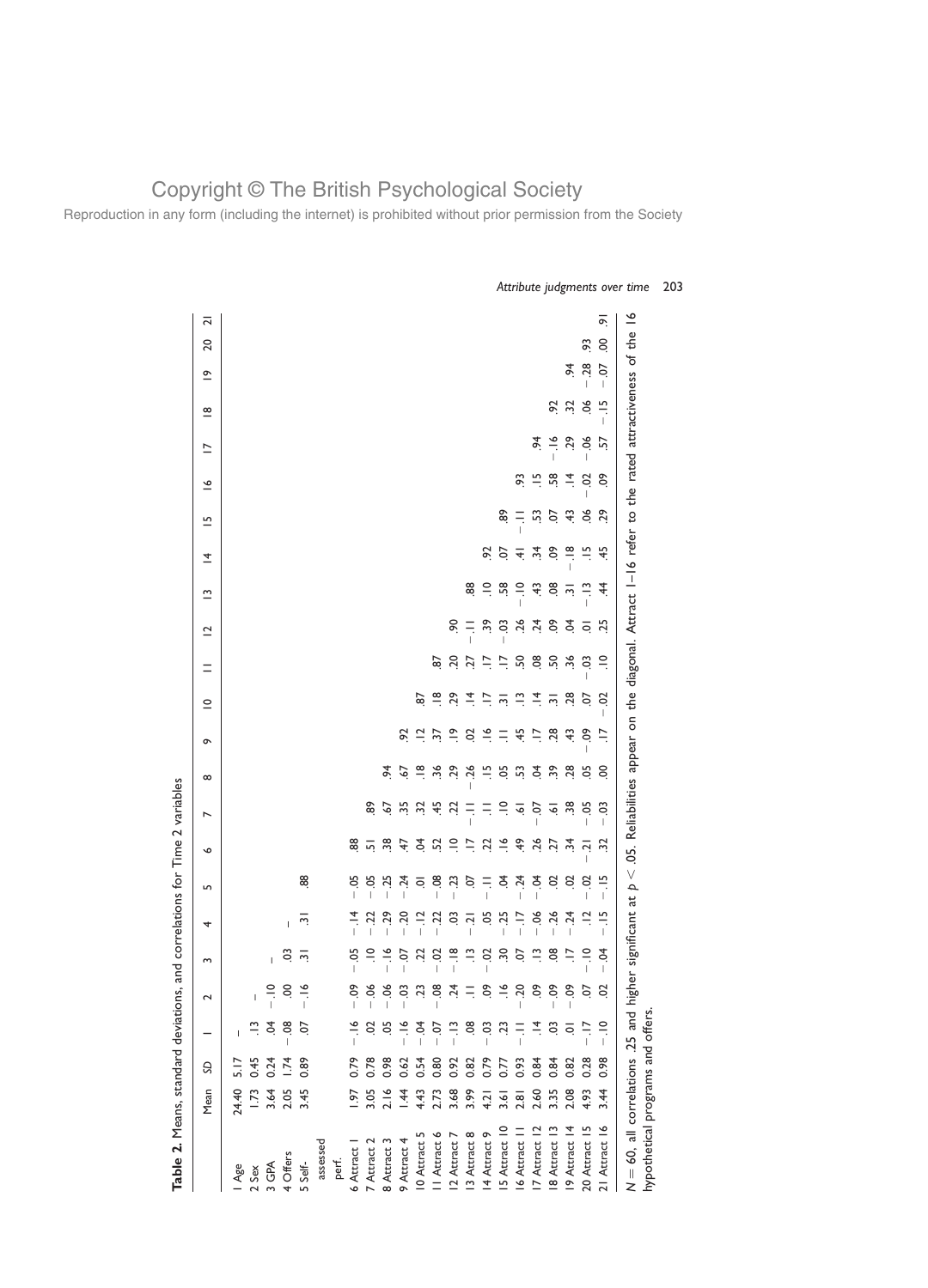**Table 2.** Means, standard deviations, and correlations for Time 2 variables

| | Mean | SD | 1 | 2 | 3 | 4 | 5 | 6 | 7 | 8 | 9 | 10 | 11 | 12 | 13 | 14 | 15 | 16 | 17 | 18 | 19 | 20 | 21 |
|---|---|---|---|---|---|---|---|---|---|---|---|---|---|---|---|---|---|---|---|---|---|---|---|
| 1 Age | 24.40 | 5.17 | – | | | | | | | | | | | | | | | | | | | | |
| 2 Sex | 1.73 | 0.45 | .13 | – | | | | | | | | | | | | | | | | | | | |
| 3 GPA | 3.64 | 0.24 | .04 | −.10 | – | | | | | | | | | | | | | | | | | | |
| 4 Offers | 2.05 | 1.74 | −.08 | .00 | .03 | – | | | | | | | | | | | | | | | | | |
| 5 Self-assessed perf. | 3.45 | 0.89 | .07 | −.16 | .31 | .31 | .88 | | | | | | | | | | | | | | | | |
| 6 Attract 1 | 1.97 | 0.79 | −.16 | −.09 | −.05 | −.14 | −.05 | .88 | | | | | | | | | | | | | | | |
| 7 Attract 2 | 3.05 | 0.78 | .02 | −.06 | .10 | −.22 | −.05 | .51 | .89 | | | | | | | | | | | | | | |
| 8 Attract 3 | 2.16 | 0.98 | .05 | −.06 | −.16 | −.29 | −.25 | .38 | .67 | .94 | | | | | | | | | | | | | |
| 9 Attract 4 | 1.44 | 0.62 | −.16 | −.03 | −.07 | −.20 | −.24 | .47 | .35 | .67 | .92 | | | | | | | | | | | | |
| 10 Attract 5 | 4.43 | 0.54 | −.04 | .23 | .22 | −.12 | .01 | .04 | .32 | .18 | .12 | .87 | | | | | | | | | | | |
| 11 Attract 6 | 2.73 | 0.80 | −.07 | −.08 | −.02 | −.22 | −.08 | .52 | .45 | .36 | .37 | .18 | .87 | | | | | | | | | | |
| 12 Attract 7 | 3.68 | 0.92 | −.13 | .24 | −.18 | .03 | −.23 | .10 | .22 | .29 | .19 | .29 | .20 | .90 | | | | | | | | | |
| 13 Attract 8 | 3.99 | 0.82 | .08 | .11 | .13 | −.21 | .07 | .17 | −.11 | −.26 | .02 | .14 | .27 | −.11 | .88 | | | | | | | | |
| 14 Attract 9 | 4.21 | 0.79 | −.03 | .09 | −.02 | .05 | −.11 | .22 | .11 | .15 | .16 | .17 | .17 | .39 | .10 | .92 | | | | | | | |
| 15 Attract 10 | 3.61 | 0.77 | .23 | .16 | .30 | −.25 | .04 | .16 | .10 | .05 | .11 | .31 | .17 | −.03 | .58 | .07 | .89 | | | | | | |
| 16 Attract 11 | 2.81 | 0.93 | −.11 | −.20 | .07 | −.17 | −.24 | .49 | .61 | .53 | .45 | .13 | .50 | .26 | −.10 | .41 | −.11 | .93 | | | | | |
| 17 Attract 12 | 2.60 | 0.84 | .14 | .09 | .13 | −.06 | −.04 | .26 | −.07 | .04 | .17 | .14 | .08 | .24 | .43 | .34 | .53 | .15 | .94 | | | | |
| 18 Attract 13 | 3.35 | 0.84 | .03 | −.09 | .08 | −.26 | .02 | .27 | .61 | .39 | .28 | .31 | .50 | .09 | .08 | .09 | .07 | .58 | −.16 | .92 | | | |
| 19 Attract 14 | 2.08 | 0.82 | .01 | −.09 | .17 | −.24 | .02 | .34 | .38 | .28 | .43 | .28 | .36 | .04 | .31 | −.18 | .43 | .14 | .29 | .32 | .94 | | |
| 20 Attract 15 | 4.93 | 0.28 | −.17 | .07 | −.10 | .12 | −.02 | −.21 | −.05 | .05 | −.09 | .07 | −.03 | .01 | −.13 | .15 | .06 | −.02 | −.06 | .06 | −.28 | .93 | |
| 21 Attract 16 | 3.44 | 0.98 | −.10 | .02 | −.04 | −.15 | −.15 | .32 | −.03 | .00 | .17 | −.02 | .10 | .25 | .44 | .45 | .29 | .09 | .57 | −.15 | −.07 | .00 | .91 |

$N = 60$, all correlations .25 and higher significant at $p < .05$. Reliabilities appear on the diagonal. Attract 1–16 refer to the rated attractiveness of the 16 hypothetical programs and offers.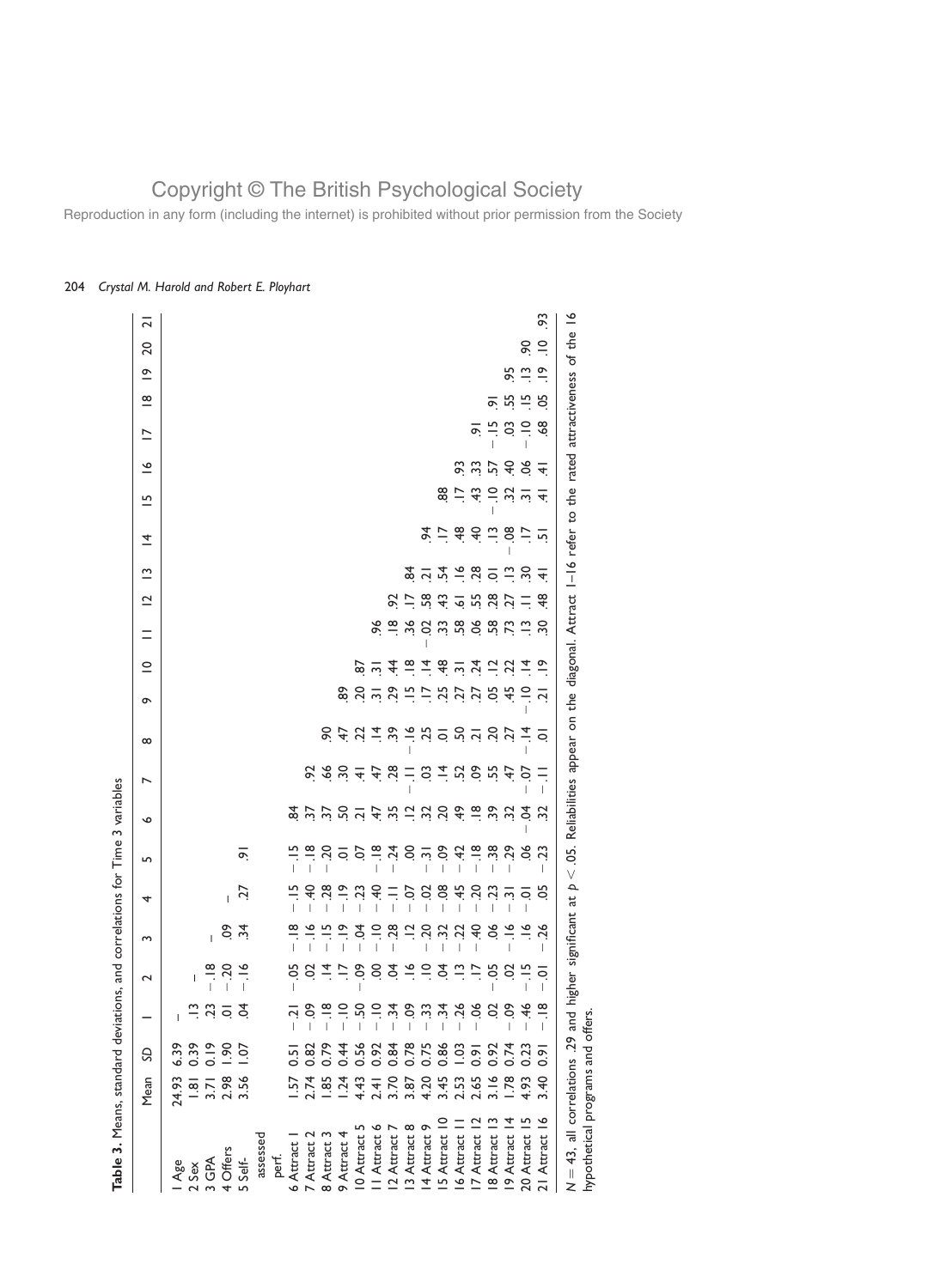**Table 3.** Means, standard deviations, and correlations for Time 3 variables

| | Mean | SD | 1 | 2 | 3 | 4 | 5 | 6 | 7 | 8 | 9 | 10 | 11 | 12 | 13 | 14 | 15 | 16 | 17 | 18 | 19 | 20 | 21 |
|---|---|---|---|---|---|---|---|---|---|---|---|---|---|---|---|---|---|---|---|---|---|---|---|
| 1 Age | 24.93 | 6.39 | – | | | | | | | | | | | | | | | | | | | | |
| 2 Sex | 1.81 | 0.39 | .13 | – | | | | | | | | | | | | | | | | | | | |
| 3 GPA | 3.71 | 0.19 | .23 | −.18 | – | | | | | | | | | | | | | | | | | | |
| 4 Offers | 2.98 | 1.90 | .01 | −.20 | .09 | – | | | | | | | | | | | | | | | | | |
| 5 Self-assessed perf. | 3.56 | 1.07 | .04 | −.16 | .34 | .27 | .91 | | | | | | | | | | | | | | | | |
| 6 Attract 1 | 1.57 | 0.51 | −.21 | −.05 | −.18 | −.15 | −.15 | .84 | | | | | | | | | | | | | | | |
| 7 Attract 2 | 2.74 | 0.82 | −.09 | .02 | −.16 | −.40 | −.18 | .37 | .92 | | | | | | | | | | | | | | |
| 8 Attract 3 | 1.85 | 0.79 | −.18 | .14 | −.15 | −.28 | −.20 | .37 | .66 | .90 | | | | | | | | | | | | | |
| 9 Attract 4 | 1.24 | 0.44 | −.10 | .17 | −.19 | −.19 | .01 | .50 | .30 | .47 | .89 | | | | | | | | | | | | |
| 10 Attract 5 | 4.43 | 0.56 | −.50 | −.09 | −.04 | −.23 | .07 | .21 | .41 | .22 | .20 | .87 | | | | | | | | | | | |
| 11 Attract 6 | 2.41 | 0.92 | −.10 | .00 | −.10 | −.40 | −.18 | .47 | .47 | .14 | .31 | .31 | .96 | | | | | | | | | | |
| 12 Attract 7 | 3.70 | 0.84 | −.34 | .04 | −.28 | −.11 | −.24 | .35 | .28 | .39 | .29 | .44 | .18 | .92 | | | | | | | | | |
| 13 Attract 8 | 3.87 | 0.78 | −.09 | .16 | .12 | −.07 | .00 | .12 | −.11 | −.16 | .15 | .18 | .36 | .17 | .84 | | | | | | | | |
| 14 Attract 9 | 4.20 | 0.75 | −.33 | .10 | −.20 | −.02 | −.31 | .32 | .03 | .25 | .17 | .14 | −.02 | .58 | .21 | .94 | | | | | | | |
| 15 Attract 10 | 3.45 | 0.86 | −.34 | .04 | −.32 | −.08 | −.09 | .20 | .14 | .01 | .25 | .48 | .33 | .43 | .54 | .17 | .88 | | | | | | |
| 16 Attract 11 | 2.53 | 1.03 | −.26 | .13 | −.22 | −.45 | −.42 | .49 | .52 | .50 | .27 | .31 | .58 | .61 | .16 | .48 | .17 | .93 | | | | | |
| 17 Attract 12 | 2.65 | 0.91 | −.06 | .17 | −.40 | −.20 | −.18 | .18 | .09 | .21 | .27 | .24 | .06 | .55 | .28 | .40 | .43 | .33 | .91 | | | | |
| 18 Attract 13 | 3.16 | 0.92 | .02 | −.05 | .06 | −.23 | −.38 | .39 | .55 | .20 | .05 | .12 | .58 | .28 | .01 | .13 | −.10 | .57 | −.15 | .91 | | | |
| 19 Attract 14 | 1.78 | 0.74 | −.09 | .02 | −.16 | −.31 | −.29 | .32 | .47 | .27 | .45 | .22 | .73 | .27 | .13 | −.08 | .32 | .40 | .03 | .55 | .95 | | |
| 20 Attract 15 | 4.93 | 0.23 | −.46 | −.15 | .16 | −.01 | .06 | −.04 | −.07 | −.14 | −.10 | .14 | .13 | .11 | .30 | .17 | .31 | .06 | −.10 | .15 | .13 | .90 | |
| 21 Attract 16 | 3.40 | 0.91 | −.18 | −.01 | −.26 | .05 | −.23 | .32 | −.11 | .01 | .21 | .19 | .30 | .48 | .41 | .51 | .41 | .41 | .68 | .05 | .19 | .10 | .93 |

$N = 43$, all correlations .29 and higher significant at $p < .05$. Reliabilities appear on the diagonal. Attract 1–16 refer to the rated attractiveness of the 16 hypothetical programs and offers.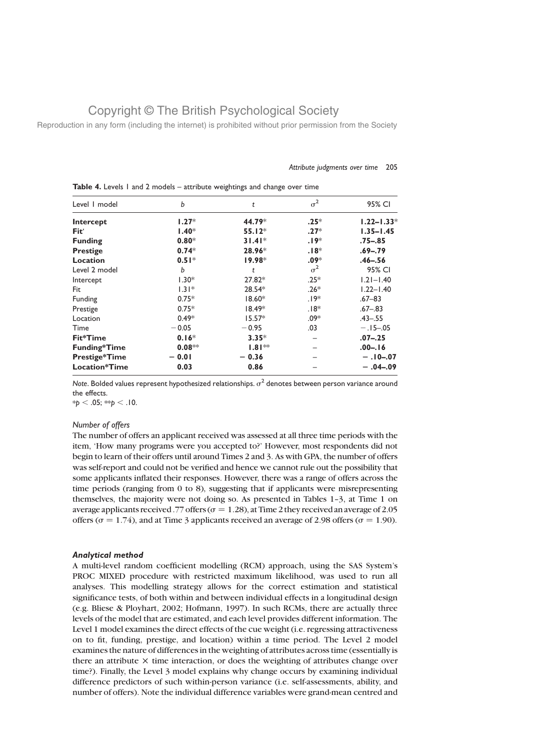**Table 4.** Levels 1 and 2 models – attribute weightings and change over time

| Level 1 model | $b$ | $t$ | $\sigma^2$ | 95% CI |
|---|---|---|---|---|
| **Intercept** | **1.27*** | **44.79*** | **.25*** | **1.22–1.33*** |
| **Fit'** | **1.40*** | **55.12*** | **.27*** | **1.35–1.45** |
| **Funding** | **0.80*** | **31.41*** | **.19*** | **.75–.85** |
| **Prestige** | **0.74*** | **28.96*** | **.18*** | **.69–.79** |
| **Location** | **0.51*** | **19.98*** | **.09*** | **.46–.56** |
| Level 2 model | $b$ | $t$ | $\sigma^2$ | 95% CI |
| Intercept | 1.30* | 27.82* | .25* | 1.21–1.40 |
| Fit | 1.31* | 28.54* | .26* | 1.22–1.40 |
| Funding | 0.75* | 18.60* | .19* | .67–83 |
| Prestige | 0.75* | 18.49* | .18* | .67–.83 |
| Location | 0.49* | 15.57* | .09* | .43–.55 |
| Time | − 0.05 | − 0.95 | .03 | − .15–.05 |
| **Fit*Time** | **0.16*** | **3.35*** | – | **.07–.25** |
| **Funding*Time** | **0.08**** | **1.81**** | – | **.00–.16** |
| **Prestige*Time** | **− 0.01** | **− 0.36** | – | **− .10–.07** |
| **Location*Time** | **0.03** | **0.86** | – | **− .04–.09** |

*Note*. Bolded values represent hypothesized relationships. $\sigma^2$ denotes between person variance around the effects.
*$p < .05$; **$p < .10$.

### *Number of offers*

The number of offers an applicant received was assessed at all three time periods with the item, 'How many programs were you accepted to?' However, most respondents did not begin to learn of their offers until around Times 2 and 3. As with GPA, the number of offers was self-report and could not be verified and hence we cannot rule out the possibility that some applicants inflated their responses. However, there was a range of offers across the time periods (ranging from 0 to 8), suggesting that if applicants were misrepresenting themselves, the majority were not doing so. As presented in Tables 1–3, at Time 1 on average applicants received .77 offers ($\sigma = 1.28$), at Time 2 they received an average of 2.05 offers ($\sigma = 1.74$), and at Time 3 applicants received an average of 2.98 offers ($\sigma = 1.90$).

### ***Analytical method***

A multi-level random coefficient modelling (RCM) approach, using the SAS System's PROC MIXED procedure with restricted maximum likelihood, was used to run all analyses. This modelling strategy allows for the correct estimation and statistical significance tests, of both within and between individual effects in a longitudinal design (e.g. Bliese & Ployhart, 2002; Hofmann, 1997). In such RCMs, there are actually three levels of the model that are estimated, and each level provides different information. The Level 1 model examines the direct effects of the cue weight (i.e. regressing attractiveness on to fit, funding, prestige, and location) within a time period. The Level 2 model examines the nature of differences in the weighting of attributes across time (essentially is there an attribute × time interaction, or does the weighting of attributes change over time?). Finally, the Level 3 model explains why change occurs by examining individual difference predictors of such within-person variance (i.e. self-assessments, ability, and number of offers). Note the individual difference variables were grand-mean centred and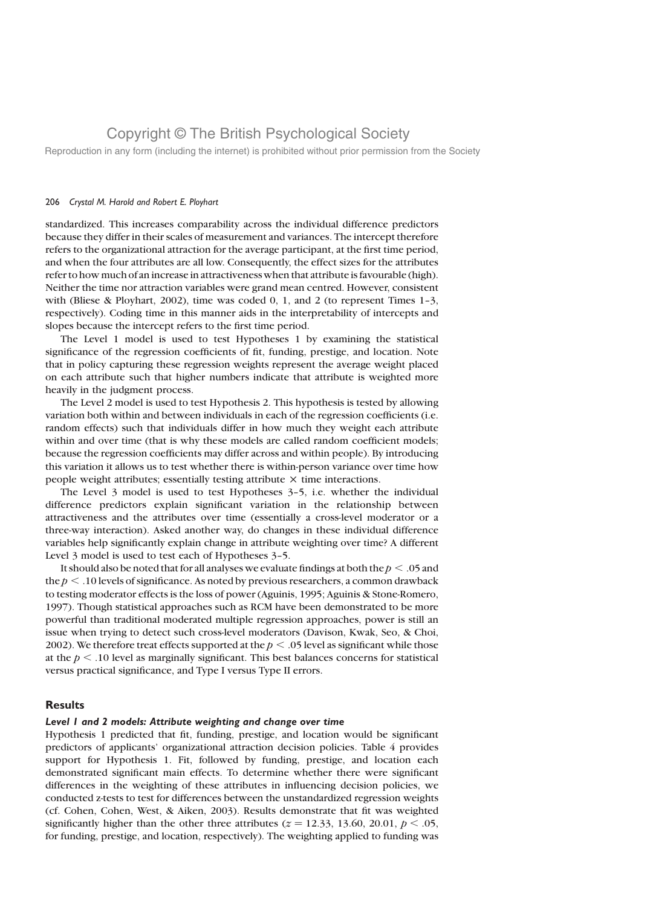standardized. This increases comparability across the individual difference predictors because they differ in their scales of measurement and variances. The intercept therefore refers to the organizational attraction for the average participant, at the first time period, and when the four attributes are all low. Consequently, the effect sizes for the attributes refer to how much of an increase in attractiveness when that attribute is favourable (high). Neither the time nor attraction variables were grand mean centred. However, consistent with (Bliese & Ployhart, 2002), time was coded 0, 1, and 2 (to represent Times 1–3, respectively). Coding time in this manner aids in the interpretability of intercepts and slopes because the intercept refers to the first time period.

The Level 1 model is used to test Hypotheses 1 by examining the statistical significance of the regression coefficients of fit, funding, prestige, and location. Note that in policy capturing these regression weights represent the average weight placed on each attribute such that higher numbers indicate that attribute is weighted more heavily in the judgment process.

The Level 2 model is used to test Hypothesis 2. This hypothesis is tested by allowing variation both within and between individuals in each of the regression coefficients (i.e. random effects) such that individuals differ in how much they weight each attribute within and over time (that is why these models are called random coefficient models; because the regression coefficients may differ across and within people). By introducing this variation it allows us to test whether there is within-person variance over time how people weight attributes; essentially testing attribute × time interactions.

The Level 3 model is used to test Hypotheses 3–5, i.e. whether the individual difference predictors explain significant variation in the relationship between attractiveness and the attributes over time (essentially a cross-level moderator or a three-way interaction). Asked another way, do changes in these individual difference variables help significantly explain change in attribute weighting over time? A different Level 3 model is used to test each of Hypotheses 3–5.

It should also be noted that for all analyses we evaluate findings at both the $p < .05$ and the $p < .10$ levels of significance. As noted by previous researchers, a common drawback to testing moderator effects is the loss of power (Aguinis, 1995; Aguinis & Stone-Romero, 1997). Though statistical approaches such as RCM have been demonstrated to be more powerful than traditional moderated multiple regression approaches, power is still an issue when trying to detect such cross-level moderators (Davison, Kwak, Seo, & Choi, 2002). We therefore treat effects supported at the $p < .05$ level as significant while those at the $p < .10$ level as marginally significant. This best balances concerns for statistical versus practical significance, and Type I versus Type II errors.

## Results

### *Level 1 and 2 models: Attribute weighting and change over time*

Hypothesis 1 predicted that fit, funding, prestige, and location would be significant predictors of applicants' organizational attraction decision policies. Table 4 provides support for Hypothesis 1. Fit, followed by funding, prestige, and location each demonstrated significant main effects. To determine whether there were significant differences in the weighting of these attributes in influencing decision policies, we conducted z-tests to test for differences between the unstandardized regression weights (cf. Cohen, Cohen, West, & Aiken, 2003). Results demonstrate that fit was weighted significantly higher than the other three attributes ($z = 12.33$, $13.60$, $20.01$, $p < .05$, for funding, prestige, and location, respectively). The weighting applied to funding was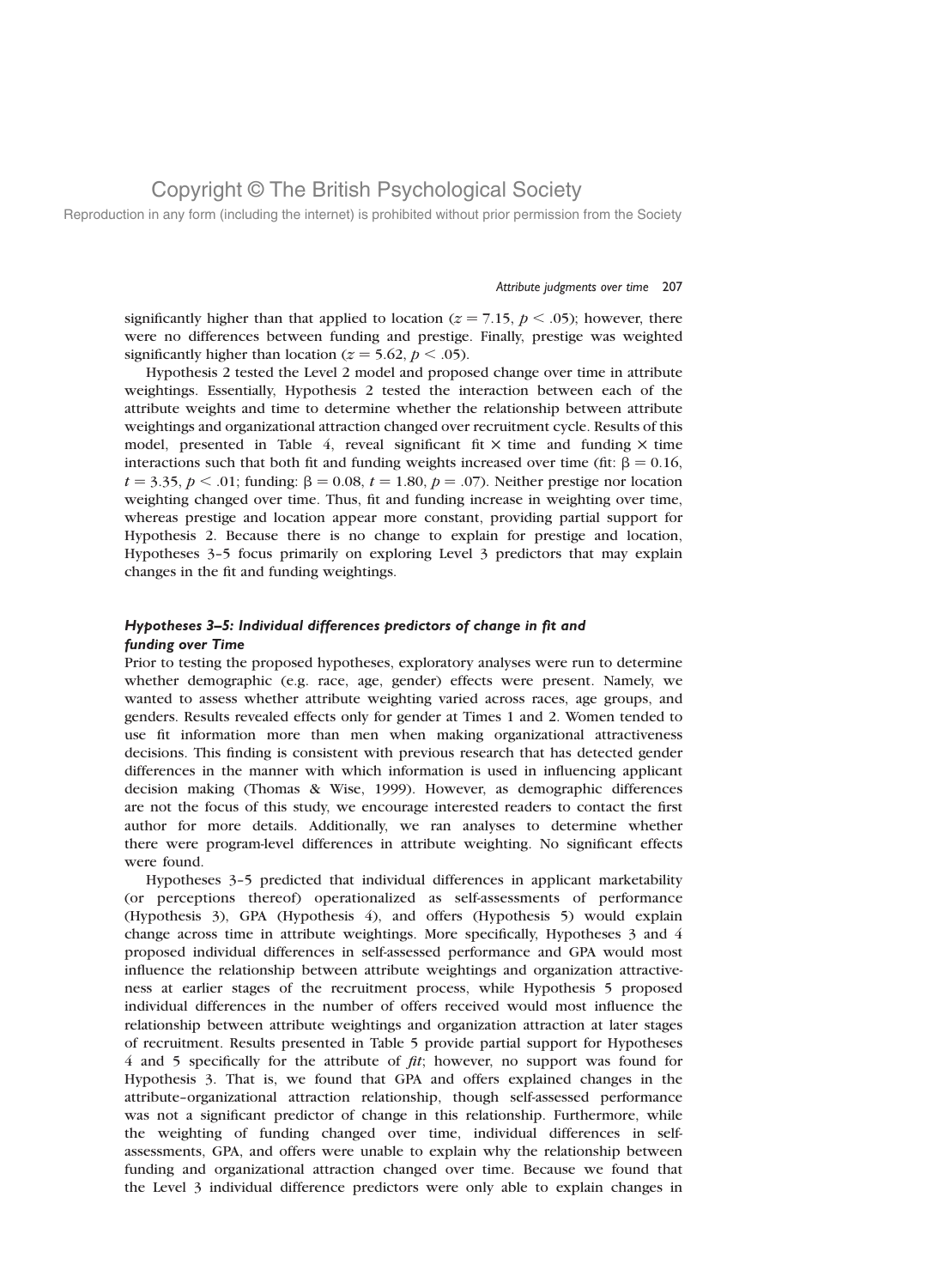significantly higher than that applied to location ($z = 7.15$, $p < .05$); however, there were no differences between funding and prestige. Finally, prestige was weighted significantly higher than location ($z = 5.62$, $p < .05$).

Hypothesis 2 tested the Level 2 model and proposed change over time in attribute weightings. Essentially, Hypothesis 2 tested the interaction between each of the attribute weights and time to determine whether the relationship between attribute weightings and organizational attraction changed over recruitment cycle. Results of this model, presented in Table 4, reveal significant fit × time and funding × time interactions such that both fit and funding weights increased over time (fit: $\beta = 0.16$, $t = 3.35$, $p < .01$; funding: $\beta = 0.08$, $t = 1.80$, $p = .07$). Neither prestige nor location weighting changed over time. Thus, fit and funding increase in weighting over time, whereas prestige and location appear more constant, providing partial support for Hypothesis 2. Because there is no change to explain for prestige and location, Hypotheses 3–5 focus primarily on exploring Level 3 predictors that may explain changes in the fit and funding weightings.

### *Hypotheses 3–5: Individual differences predictors of change in fit and funding over Time*

Prior to testing the proposed hypotheses, exploratory analyses were run to determine whether demographic (e.g. race, age, gender) effects were present. Namely, we wanted to assess whether attribute weighting varied across races, age groups, and genders. Results revealed effects only for gender at Times 1 and 2. Women tended to use fit information more than men when making organizational attractiveness decisions. This finding is consistent with previous research that has detected gender differences in the manner with which information is used in influencing applicant decision making (Thomas & Wise, 1999). However, as demographic differences are not the focus of this study, we encourage interested readers to contact the first author for more details. Additionally, we ran analyses to determine whether there were program-level differences in attribute weighting. No significant effects were found.

Hypotheses 3–5 predicted that individual differences in applicant marketability (or perceptions thereof) operationalized as self-assessments of performance (Hypothesis 3), GPA (Hypothesis 4), and offers (Hypothesis 5) would explain change across time in attribute weightings. More specifically, Hypotheses 3 and 4 proposed individual differences in self-assessed performance and GPA would most influence the relationship between attribute weightings and organization attractiveness at earlier stages of the recruitment process, while Hypothesis 5 proposed individual differences in the number of offers received would most influence the relationship between attribute weightings and organization attraction at later stages of recruitment. Results presented in Table 5 provide partial support for Hypotheses 4 and 5 specifically for the attribute of *fit*; however, no support was found for Hypothesis 3. That is, we found that GPA and offers explained changes in the attribute–organizational attraction relationship, though self-assessed performance was not a significant predictor of change in this relationship. Furthermore, while the weighting of funding changed over time, individual differences in self-assessments, GPA, and offers were unable to explain why the relationship between funding and organizational attraction changed over time. Because we found that the Level 3 individual difference predictors were only able to explain changes in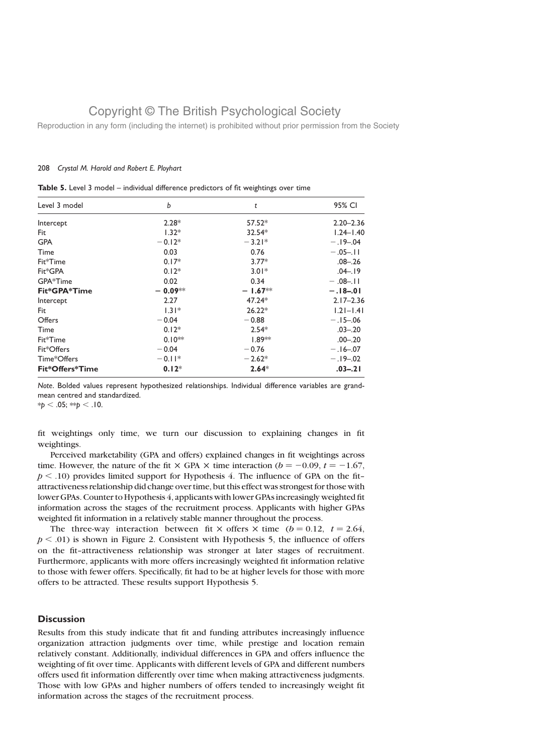**Table 5.** Level 3 model – individual difference predictors of fit weightings over time

| Level 3 model | b | t | 95% CI |
|---|---|---|---|
| Intercept | 2.28* | 57.52* | 2.20–2.36 |
| Fit | 1.32* | 32.54* | 1.24–1.40 |
| GPA | −0.12* | −3.21* | −.19–.04 |
| Time | 0.03 | 0.76 | −.05–.11 |
| Fit*Time | 0.17* | 3.77* | .08–.26 |
| Fit*GPA | 0.12* | 3.01* | .04–.19 |
| GPA*Time | 0.02 | 0.34 | −.08–.11 |
| **Fit*GPA*Time** | **−0.09**** | **−1.67**** | **−.18–.01** |
| Intercept | 2.27 | 47.24* | 2.17–2.36 |
| Fit | 1.31* | 26.22* | 1.21–1.41 |
| Offers | −0.04 | −0.88 | −.15–.06 |
| Time | 0.12* | 2.54* | .03–.20 |
| Fit*Time | 0.10** | 1.89** | .00–.20 |
| Fit*Offers | −0.04 | −0.76 | −.16–.07 |
| Time*Offers | −0.11* | −2.62* | −.19–.02 |
| **Fit*Offers*Time** | **0.12*** | **2.64*** | **.03–.21** |

*Note*. Bolded values represent hypothesized relationships. Individual difference variables are grand-mean centred and standardized.
*$p < .05$; **$p < .10$.

fit weightings only time, we turn our discussion to explaining changes in fit weightings.

Perceived marketability (GPA and offers) explained changes in fit weightings across time. However, the nature of the fit × GPA × time interaction ($b = -0.09$, $t = -1.67$, $p < .10$) provides limited support for Hypothesis 4. The influence of GPA on the fit–attractiveness relationship did change over time, but this effect was strongest for those with lower GPAs. Counter to Hypothesis 4, applicants with lower GPAs increasingly weighted fit information across the stages of the recruitment process. Applicants with higher GPAs weighted fit information in a relatively stable manner throughout the process.

The three-way interaction between fit × offers × time ($b = 0.12$, $t = 2.64$, $p < .01$) is shown in Figure 2. Consistent with Hypothesis 5, the influence of offers on the fit–attractiveness relationship was stronger at later stages of recruitment. Furthermore, applicants with more offers increasingly weighted fit information relative to those with fewer offers. Specifically, fit had to be at higher levels for those with more offers to be attracted. These results support Hypothesis 5.

## Discussion

Results from this study indicate that fit and funding attributes increasingly influence organization attraction judgments over time, while prestige and location remain relatively constant. Additionally, individual differences in GPA and offers influence the weighting of fit over time. Applicants with different levels of GPA and different numbers offers used fit information differently over time when making attractiveness judgments. Those with low GPAs and higher numbers of offers tended to increasingly weight fit information across the stages of the recruitment process.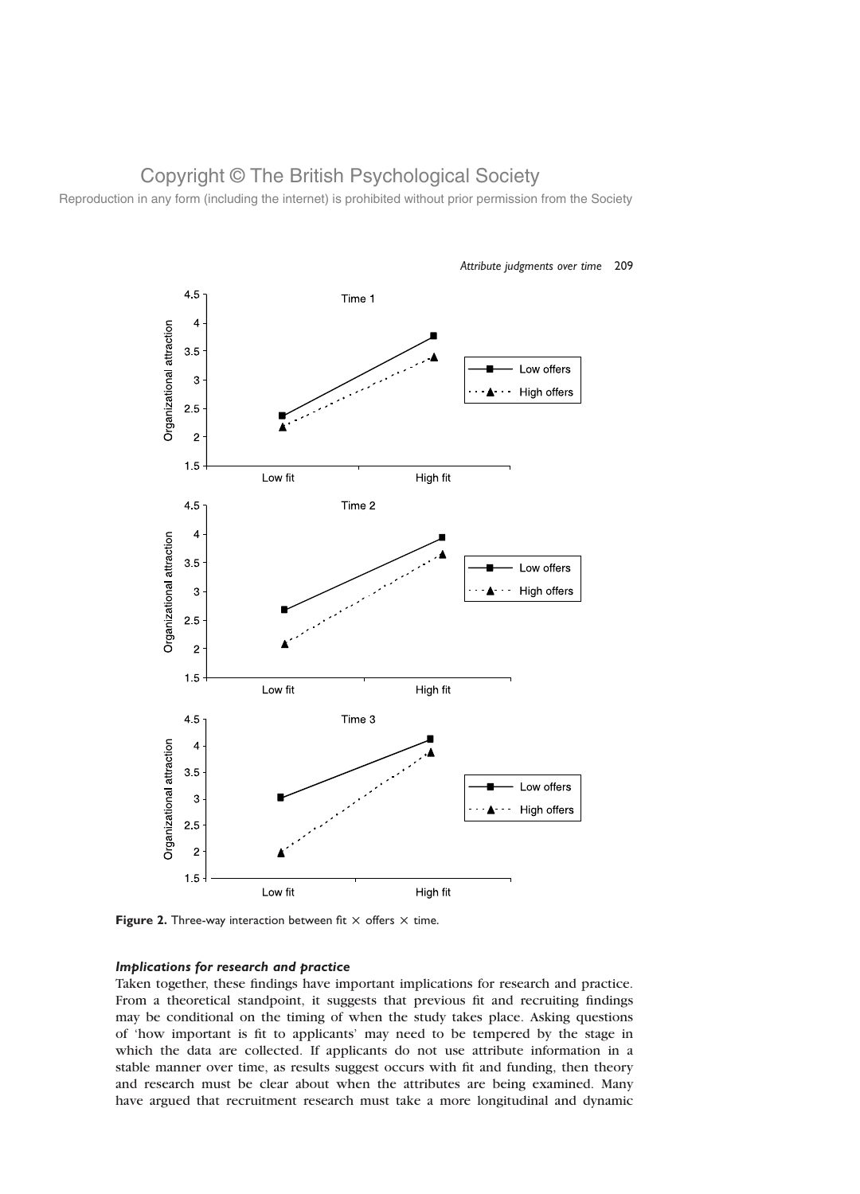Figure 2. Three-way interaction between fit × offers × time.

### *Implications for research and practice*

Taken together, these findings have important implications for research and practice. From a theoretical standpoint, it suggests that previous fit and recruiting findings may be conditional on the timing of when the study takes place. Asking questions of 'how important is fit to applicants' may need to be tempered by the stage in which the data are collected. If applicants do not use attribute information in a stable manner over time, as results suggest occurs with fit and funding, then theory and research must be clear about when the attributes are being examined. Many have argued that recruitment research must take a more longitudinal and dynamic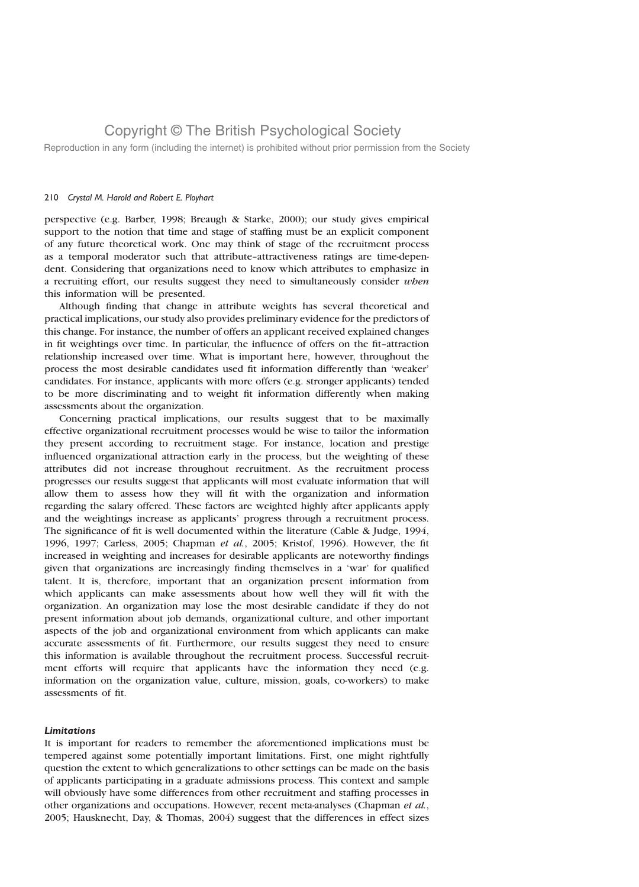perspective (e.g. Barber, 1998; Breaugh & Starke, 2000); our study gives empirical support to the notion that time and stage of staffing must be an explicit component of any future theoretical work. One may think of stage of the recruitment process as a temporal moderator such that attribute–attractiveness ratings are time-dependent. Considering that organizations need to know which attributes to emphasize in a recruiting effort, our results suggest they need to simultaneously consider *when* this information will be presented.

Although finding that change in attribute weights has several theoretical and practical implications, our study also provides preliminary evidence for the predictors of this change. For instance, the number of offers an applicant received explained changes in fit weightings over time. In particular, the influence of offers on the fit–attraction relationship increased over time. What is important here, however, throughout the process the most desirable candidates used fit information differently than 'weaker' candidates. For instance, applicants with more offers (e.g. stronger applicants) tended to be more discriminating and to weight fit information differently when making assessments about the organization.

Concerning practical implications, our results suggest that to be maximally effective organizational recruitment processes would be wise to tailor the information they present according to recruitment stage. For instance, location and prestige influenced organizational attraction early in the process, but the weighting of these attributes did not increase throughout recruitment. As the recruitment process progresses our results suggest that applicants will most evaluate information that will allow them to assess how they will fit with the organization and information regarding the salary offered. These factors are weighted highly after applicants apply and the weightings increase as applicants' progress through a recruitment process. The significance of fit is well documented within the literature (Cable & Judge, 1994, 1996, 1997; Carless, 2005; Chapman *et al.*, 2005; Kristof, 1996). However, the fit increased in weighting and increases for desirable applicants are noteworthy findings given that organizations are increasingly finding themselves in a 'war' for qualified talent. It is, therefore, important that an organization present information from which applicants can make assessments about how well they will fit with the organization. An organization may lose the most desirable candidate if they do not present information about job demands, organizational culture, and other important aspects of the job and organizational environment from which applicants can make accurate assessments of fit. Furthermore, our results suggest they need to ensure this information is available throughout the recruitment process. Successful recruitment efforts will require that applicants have the information they need (e.g. information on the organization value, culture, mission, goals, co-workers) to make assessments of fit.

### *Limitations*

It is important for readers to remember the aforementioned implications must be tempered against some potentially important limitations. First, one might rightfully question the extent to which generalizations to other settings can be made on the basis of applicants participating in a graduate admissions process. This context and sample will obviously have some differences from other recruitment and staffing processes in other organizations and occupations. However, recent meta-analyses (Chapman *et al.*, 2005; Hausknecht, Day, & Thomas, 2004) suggest that the differences in effect sizes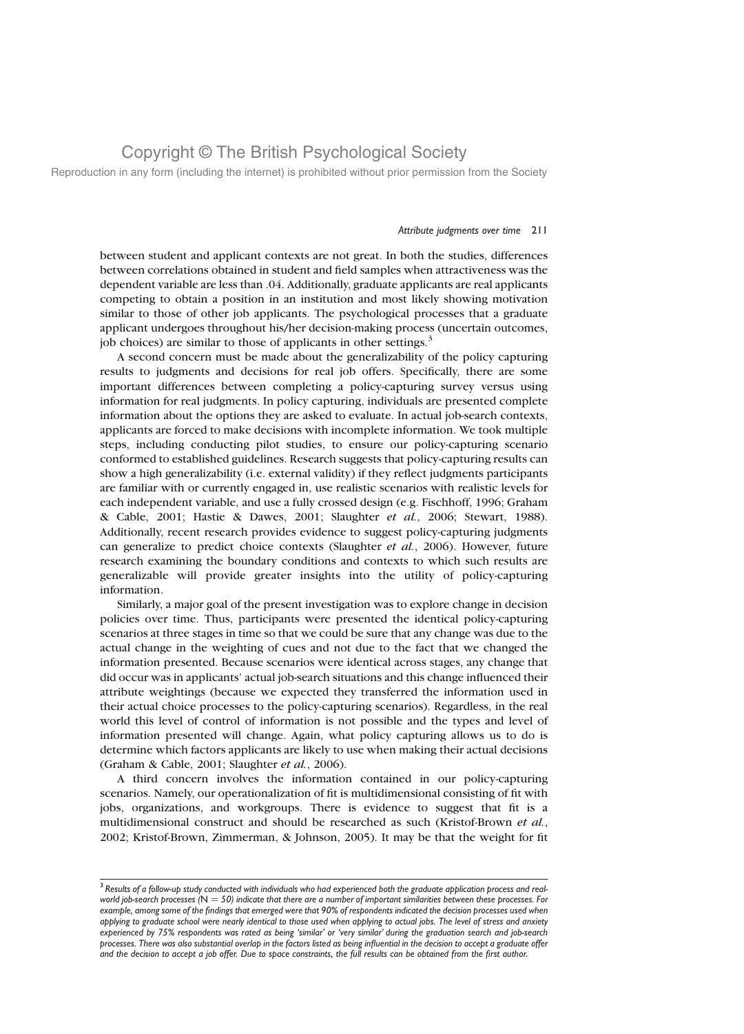between student and applicant contexts are not great. In both the studies, differences between correlations obtained in student and field samples when attractiveness was the dependent variable are less than .04. Additionally, graduate applicants are real applicants competing to obtain a position in an institution and most likely showing motivation similar to those of other job applicants. The psychological processes that a graduate applicant undergoes throughout his/her decision-making process (uncertain outcomes, job choices) are similar to those of applicants in other settings.[3]

A second concern must be made about the generalizability of the policy capturing results to judgments and decisions for real job offers. Specifically, there are some important differences between completing a policy-capturing survey versus using information for real judgments. In policy capturing, individuals are presented complete information about the options they are asked to evaluate. In actual job-search contexts, applicants are forced to make decisions with incomplete information. We took multiple steps, including conducting pilot studies, to ensure our policy-capturing scenario conformed to established guidelines. Research suggests that policy-capturing results can show a high generalizability (i.e. external validity) if they reflect judgments participants are familiar with or currently engaged in, use realistic scenarios with realistic levels for each independent variable, and use a fully crossed design (e.g. Fischhoff, 1996; Graham & Cable, 2001; Hastie & Dawes, 2001; Slaughter *et al.*, 2006; Stewart, 1988). Additionally, recent research provides evidence to suggest policy-capturing judgments can generalize to predict choice contexts (Slaughter *et al.*, 2006). However, future research examining the boundary conditions and contexts to which such results are generalizable will provide greater insights into the utility of policy-capturing information.

Similarly, a major goal of the present investigation was to explore change in decision policies over time. Thus, participants were presented the identical policy-capturing scenarios at three stages in time so that we could be sure that any change was due to the actual change in the weighting of cues and not due to the fact that we changed the information presented. Because scenarios were identical across stages, any change that did occur was in applicants' actual job-search situations and this change influenced their attribute weightings (because we expected they transferred the information used in their actual choice processes to the policy-capturing scenarios). Regardless, in the real world this level of control of information is not possible and the types and level of information presented will change. Again, what policy capturing allows us to do is determine which factors applicants are likely to use when making their actual decisions (Graham & Cable, 2001; Slaughter *et al.*, 2006).

A third concern involves the information contained in our policy-capturing scenarios. Namely, our operationalization of fit is multidimensional consisting of fit with jobs, organizations, and workgroups. There is evidence to suggest that fit is a multidimensional construct and should be researched as such (Kristof-Brown *et al.*, 2002; Kristof-Brown, Zimmerman, & Johnson, 2005). It may be that the weight for fit

---

[3] *Results of a follow-up study conducted with individuals who had experienced both the graduate application process and real-world job-search processes (N = 50) indicate that there are a number of important similarities between these processes. For example, among some of the findings that emerged were that 90% of respondents indicated the decision processes used when applying to graduate school were nearly identical to those used when applying to actual jobs. The level of stress and anxiety experienced by 75% respondents was rated as being 'similar' or 'very similar' during the graduation search and job-search processes. There was also substantial overlap in the factors listed as being influential in the decision to accept a graduate offer and the decision to accept a job offer. Due to space constraints, the full results can be obtained from the first author.*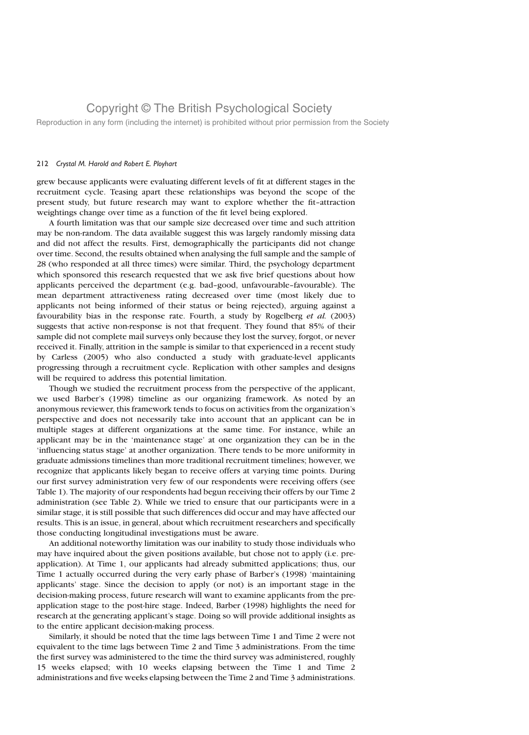grew because applicants were evaluating different levels of fit at different stages in the recruitment cycle. Teasing apart these relationships was beyond the scope of the present study, but future research may want to explore whether the fit–attraction weightings change over time as a function of the fit level being explored.

A fourth limitation was that our sample size decreased over time and such attrition may be non-random. The data available suggest this was largely randomly missing data and did not affect the results. First, demographically the participants did not change over time. Second, the results obtained when analysing the full sample and the sample of 28 (who responded at all three times) were similar. Third, the psychology department which sponsored this research requested that we ask five brief questions about how applicants perceived the department (e.g. bad–good, unfavourable–favourable). The mean department attractiveness rating decreased over time (most likely due to applicants not being informed of their status or being rejected), arguing against a favourability bias in the response rate. Fourth, a study by Rogelberg *et al.* (2003) suggests that active non-response is not that frequent. They found that 85% of their sample did not complete mail surveys only because they lost the survey, forgot, or never received it. Finally, attrition in the sample is similar to that experienced in a recent study by Carless (2005) who also conducted a study with graduate-level applicants progressing through a recruitment cycle. Replication with other samples and designs will be required to address this potential limitation.

Though we studied the recruitment process from the perspective of the applicant, we used Barber's (1998) timeline as our organizing framework. As noted by an anonymous reviewer, this framework tends to focus on activities from the organization's perspective and does not necessarily take into account that an applicant can be in multiple stages at different organizations at the same time. For instance, while an applicant may be in the 'maintenance stage' at one organization they can be in the 'influencing status stage' at another organization. There tends to be more uniformity in graduate admissions timelines than more traditional recruitment timelines; however, we recognize that applicants likely began to receive offers at varying time points. During our first survey administration very few of our respondents were receiving offers (see Table 1). The majority of our respondents had begun receiving their offers by our Time 2 administration (see Table 2). While we tried to ensure that our participants were in a similar stage, it is still possible that such differences did occur and may have affected our results. This is an issue, in general, about which recruitment researchers and specifically those conducting longitudinal investigations must be aware.

An additional noteworthy limitation was our inability to study those individuals who may have inquired about the given positions available, but chose not to apply (i.e. pre-application). At Time 1, our applicants had already submitted applications; thus, our Time 1 actually occurred during the very early phase of Barber's (1998) 'maintaining applicants' stage. Since the decision to apply (or not) is an important stage in the decision-making process, future research will want to examine applicants from the pre-application stage to the post-hire stage. Indeed, Barber (1998) highlights the need for research at the generating applicant's stage. Doing so will provide additional insights as to the entire applicant decision-making process.

Similarly, it should be noted that the time lags between Time 1 and Time 2 were not equivalent to the time lags between Time 2 and Time 3 administrations. From the time the first survey was administered to the time the third survey was administered, roughly 15 weeks elapsed; with 10 weeks elapsing between the Time 1 and Time 2 administrations and five weeks elapsing between the Time 2 and Time 3 administrations.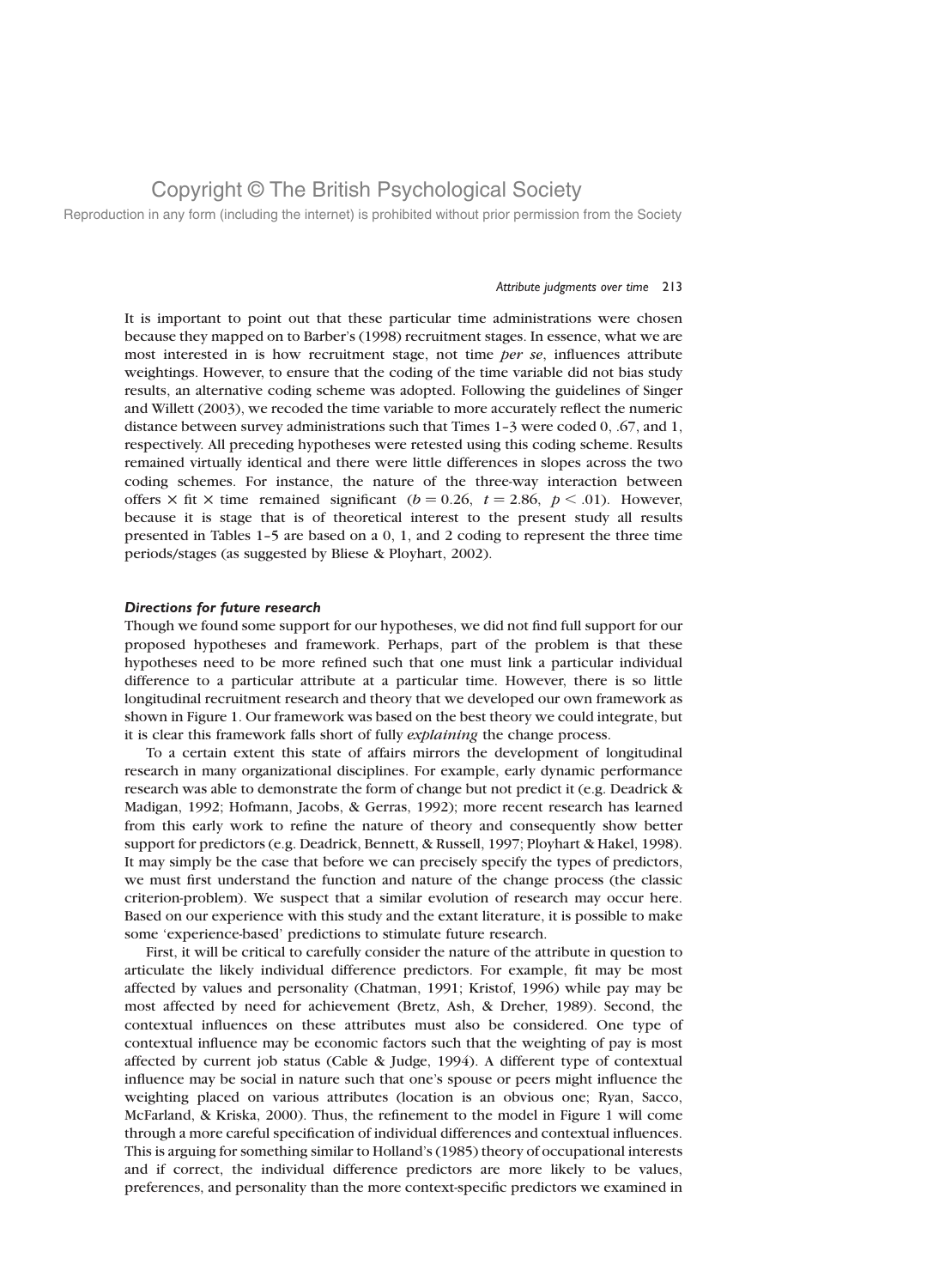It is important to point out that these particular time administrations were chosen because they mapped on to Barber's (1998) recruitment stages. In essence, what we are most interested in is how recruitment stage, not time *per se*, influences attribute weightings. However, to ensure that the coding of the time variable did not bias study results, an alternative coding scheme was adopted. Following the guidelines of Singer and Willett (2003), we recoded the time variable to more accurately reflect the numeric distance between survey administrations such that Times 1–3 were coded 0, .67, and 1, respectively. All preceding hypotheses were retested using this coding scheme. Results remained virtually identical and there were little differences in slopes across the two coding schemes. For instance, the nature of the three-way interaction between offers × fit × time remained significant ($b = 0.26$, $t = 2.86$, $p < .01$). However, because it is stage that is of theoretical interest to the present study all results presented in Tables 1–5 are based on a 0, 1, and 2 coding to represent the three time periods/stages (as suggested by Bliese & Ployhart, 2002).

### *Directions for future research*

Though we found some support for our hypotheses, we did not find full support for our proposed hypotheses and framework. Perhaps, part of the problem is that these hypotheses need to be more refined such that one must link a particular individual difference to a particular attribute at a particular time. However, there is so little longitudinal recruitment research and theory that we developed our own framework as shown in Figure 1. Our framework was based on the best theory we could integrate, but it is clear this framework falls short of fully *explaining* the change process.

To a certain extent this state of affairs mirrors the development of longitudinal research in many organizational disciplines. For example, early dynamic performance research was able to demonstrate the form of change but not predict it (e.g. Deadrick & Madigan, 1992; Hofmann, Jacobs, & Gerras, 1992); more recent research has learned from this early work to refine the nature of theory and consequently show better support for predictors (e.g. Deadrick, Bennett, & Russell, 1997; Ployhart & Hakel, 1998). It may simply be the case that before we can precisely specify the types of predictors, we must first understand the function and nature of the change process (the classic criterion-problem). We suspect that a similar evolution of research may occur here. Based on our experience with this study and the extant literature, it is possible to make some 'experience-based' predictions to stimulate future research.

First, it will be critical to carefully consider the nature of the attribute in question to articulate the likely individual difference predictors. For example, fit may be most affected by values and personality (Chatman, 1991; Kristof, 1996) while pay may be most affected by need for achievement (Bretz, Ash, & Dreher, 1989). Second, the contextual influences on these attributes must also be considered. One type of contextual influence may be economic factors such that the weighting of pay is most affected by current job status (Cable & Judge, 1994). A different type of contextual influence may be social in nature such that one's spouse or peers might influence the weighting placed on various attributes (location is an obvious one; Ryan, Sacco, McFarland, & Kriska, 2000). Thus, the refinement to the model in Figure 1 will come through a more careful specification of individual differences and contextual influences. This is arguing for something similar to Holland's (1985) theory of occupational interests and if correct, the individual difference predictors are more likely to be values, preferences, and personality than the more context-specific predictors we examined in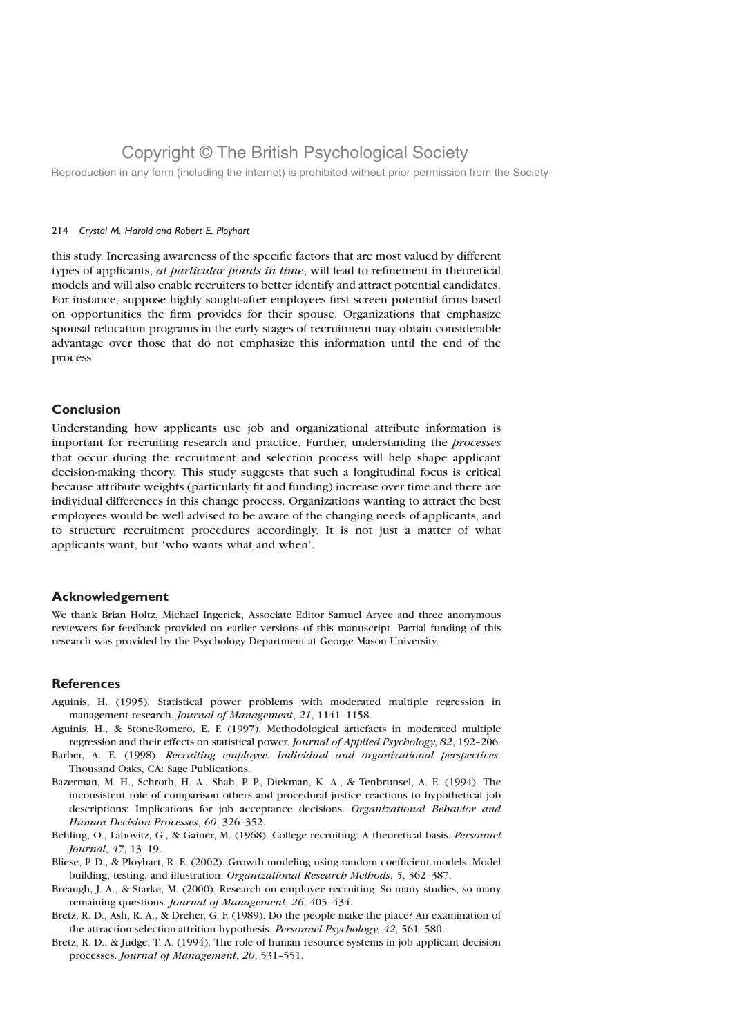this study. Increasing awareness of the specific factors that are most valued by different types of applicants, *at particular points in time*, will lead to refinement in theoretical models and will also enable recruiters to better identify and attract potential candidates. For instance, suppose highly sought-after employees first screen potential firms based on opportunities the firm provides for their spouse. Organizations that emphasize spousal relocation programs in the early stages of recruitment may obtain considerable advantage over those that do not emphasize this information until the end of the process.

## Conclusion

Understanding how applicants use job and organizational attribute information is important for recruiting research and practice. Further, understanding the *processes* that occur during the recruitment and selection process will help shape applicant decision-making theory. This study suggests that such a longitudinal focus is critical because attribute weights (particularly fit and funding) increase over time and there are individual differences in this change process. Organizations wanting to attract the best employees would be well advised to be aware of the changing needs of applicants, and to structure recruitment procedures accordingly. It is not just a matter of what applicants want, but 'who wants what and when'.

## Acknowledgement

We thank Brian Holtz, Michael Ingerick, Associate Editor Samuel Aryee and three anonymous reviewers for feedback provided on earlier versions of this manuscript. Partial funding of this research was provided by the Psychology Department at George Mason University.

## References

Aguinis, H. (1995). Statistical power problems with moderated multiple regression in management research. *Journal of Management*, *21*, 1141–1158.

Aguinis, H., & Stone-Romero, E. F. (1997). Methodological articfacts in moderated multiple regression and their effects on statistical power. *Journal of Applied Psychology*, *82*, 192–206.

Barber, A. E. (1998). *Recruiting employee: Individual and organizational perspectives*. Thousand Oaks, CA: Sage Publications.

Bazerman, M. H., Schroth, H. A., Shah, P. P., Diekman, K. A., & Tenbrunsel, A. E. (1994). The inconsistent role of comparison others and procedural justice reactions to hypothetical job descriptions: Implications for job acceptance decisions. *Organizational Behavior and Human Decision Processes*, *60*, 326–352.

Behling, O., Labovitz, G., & Gainer, M. (1968). College recruiting: A theoretical basis. *Personnel Journal*, *47*, 13–19.

Bliese, P. D., & Ployhart, R. E. (2002). Growth modeling using random coefficient models: Model building, testing, and illustration. *Organizational Research Methods*, *5*, 362–387.

Breaugh, J. A., & Starke, M. (2000). Research on employee recruiting: So many studies, so many remaining questions. *Journal of Management*, *26*, 405–434.

Bretz, R. D., Ash, R. A., & Dreher, G. F. (1989). Do the people make the place? An examination of the attraction-selection-attrition hypothesis. *Personnel Psychology*, *42*, 561–580.

Bretz, R. D., & Judge, T. A. (1994). The role of human resource systems in job applicant decision processes. *Journal of Management*, *20*, 531–551.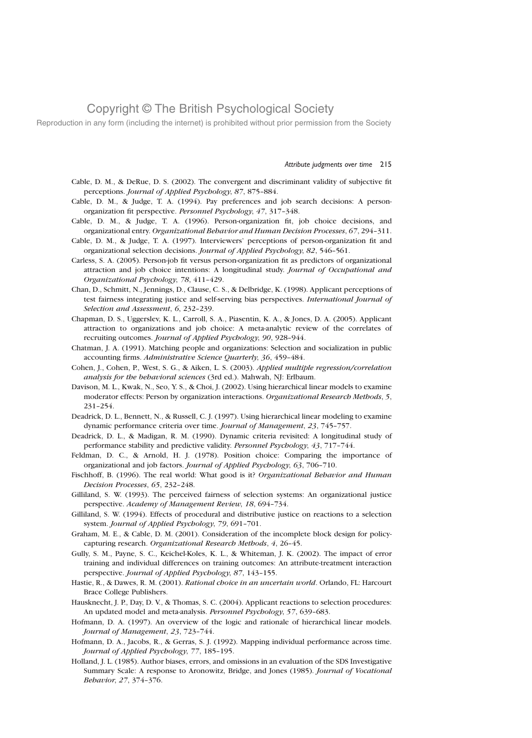Cable, D. M., & DeRue, D. S. (2002). The convergent and discriminant validity of subjective fit perceptions. *Journal of Applied Psychology*, *87*, 875–884.

Cable, D. M., & Judge, T. A. (1994). Pay preferences and job search decisions: A person-organization fit perspective. *Personnel Psychology*, *47*, 317–348.

Cable, D. M., & Judge, T. A. (1996). Person-organization fit, job choice decisions, and organizational entry. *Organizational Behavior and Human Decision Processes*, *67*, 294–311.

Cable, D. M., & Judge, T. A. (1997). Interviewers' perceptions of person-organization fit and organizational selection decisions. *Journal of Applied Psychology*, *82*, 546–561.

Carless, S. A. (2005). Person-job fit versus person-organization fit as predictors of organizational attraction and job choice intentions: A longitudinal study. *Journal of Occupational and Organizational Psychology*, *78*, 411–429.

Chan, D., Schmitt, N., Jennings, D., Clause, C. S., & Delbridge, K. (1998). Applicant perceptions of test fairness integrating justice and self-serving bias perspectives. *International Journal of Selection and Assessment*, *6*, 232–239.

Chapman, D. S., Uggerslev, K. L., Carroll, S. A., Piasentin, K. A., & Jones, D. A. (2005). Applicant attraction to organizations and job choice: A meta-analytic review of the correlates of recruiting outcomes. *Journal of Applied Psychology*, *90*, 928–944.

Chatman, J. A. (1991). Matching people and organizations: Selection and socialization in public accounting firms. *Administrative Science Quarterly*, *36*, 459–484.

Cohen, J., Cohen, P., West, S. G., & Aiken, L. S. (2003). *Applied multiple regression/correlation analysis for the behavioral sciences* (3rd ed.). Mahwah, NJ: Erlbaum.

Davison, M. L., Kwak, N., Seo, Y. S., & Choi, J. (2002). Using hierarchical linear models to examine moderator effects: Person by organization interactions. *Organizational Research Methods*, *5*, 231–254.

Deadrick, D. L., Bennett, N., & Russell, C. J. (1997). Using hierarchical linear modeling to examine dynamic performance criteria over time. *Journal of Management*, *23*, 745–757.

Deadrick, D. L., & Madigan, R. M. (1990). Dynamic criteria revisited: A longitudinal study of performance stability and predictive validity. *Personnel Psychology*, *43*, 717–744.

Feldman, D. C., & Arnold, H. J. (1978). Position choice: Comparing the importance of organizational and job factors. *Journal of Applied Psychology*, *63*, 706–710.

Fischhoff, B. (1996). The real world: What good is it? *Organizational Behavior and Human Decision Processes*, *65*, 232–248.

Gilliland, S. W. (1993). The perceived fairness of selection systems: An organizational justice perspective. *Academy of Management Review*, *18*, 694–734.

Gilliland, S. W. (1994). Effects of procedural and distributive justice on reactions to a selection system. *Journal of Applied Psychology*, *79*, 691–701.

Graham, M. E., & Cable, D. M. (2001). Consideration of the incomplete block design for policy-capturing research. *Organizational Research Methods*, *4*, 26–45.

Gully, S. M., Payne, S. C., Keichel-Koles, K. L., & Whiteman, J. K. (2002). The impact of error training and individual differences on training outcomes: An attribute-treatment interaction perspective. *Journal of Applied Psychology*, *87*, 143–155.

Hastie, R., & Dawes, R. M. (2001). *Rational choice in an uncertain world*. Orlando, FL: Harcourt Brace College Publishers.

Hausknecht, J. P., Day, D. V., & Thomas, S. C. (2004). Applicant reactions to selection procedures: An updated model and meta-analysis. *Personnel Psychology*, *57*, 639–683.

Hofmann, D. A. (1997). An overview of the logic and rationale of hierarchical linear models. *Journal of Management*, *23*, 723–744.

Hofmann, D. A., Jacobs, R., & Gerras, S. J. (1992). Mapping individual performance across time. *Journal of Applied Psychology*, *77*, 185–195.

Holland, J. L. (1985). Author biases, errors, and omissions in an evaluation of the SDS Investigative Summary Scale: A response to Aronowitz, Bridge, and Jones (1985). *Journal of Vocational Behavior*, *27*, 374–376.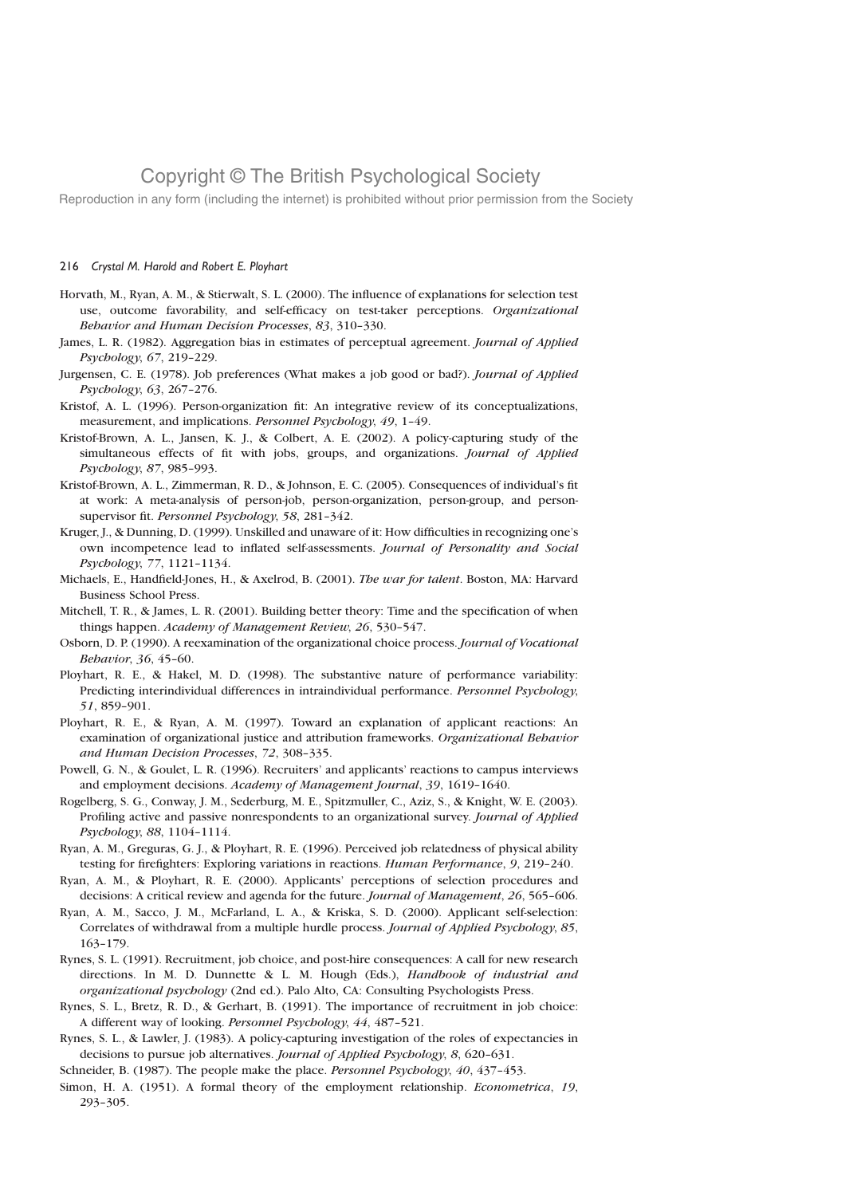Copyright © The British Psychological Society

Reproduction in any form (including the internet) is prohibited without prior permission from the Society

Horvath, M., Ryan, A. M., & Stierwalt, S. L. (2000). The influence of explanations for selection test use, outcome favorability, and self-efficacy on test-taker perceptions. *Organizational Behavior and Human Decision Processes*, *83*, 310–330.

James, L. R. (1982). Aggregation bias in estimates of perceptual agreement. *Journal of Applied Psychology*, *67*, 219–229.

Jurgensen, C. E. (1978). Job preferences (What makes a job good or bad?). *Journal of Applied Psychology*, *63*, 267–276.

Kristof, A. L. (1996). Person-organization fit: An integrative review of its conceptualizations, measurement, and implications. *Personnel Psychology*, *49*, 1–49.

Kristof-Brown, A. L., Jansen, K. J., & Colbert, A. E. (2002). A policy-capturing study of the simultaneous effects of fit with jobs, groups, and organizations. *Journal of Applied Psychology*, *87*, 985–993.

Kristof-Brown, A. L., Zimmerman, R. D., & Johnson, E. C. (2005). Consequences of individual's fit at work: A meta-analysis of person-job, person-organization, person-group, and person-supervisor fit. *Personnel Psychology*, *58*, 281–342.

Kruger, J., & Dunning, D. (1999). Unskilled and unaware of it: How difficulties in recognizing one's own incompetence lead to inflated self-assessments. *Journal of Personality and Social Psychology*, *77*, 1121–1134.

Michaels, E., Handfield-Jones, H., & Axelrod, B. (2001). *The war for talent*. Boston, MA: Harvard Business School Press.

Mitchell, T. R., & James, L. R. (2001). Building better theory: Time and the specification of when things happen. *Academy of Management Review*, *26*, 530–547.

Osborn, D. P. (1990). A reexamination of the organizational choice process. *Journal of Vocational Behavior*, *36*, 45–60.

Ployhart, R. E., & Hakel, M. D. (1998). The substantive nature of performance variability: Predicting interindividual differences in intraindividual performance. *Personnel Psychology*, *51*, 859–901.

Ployhart, R. E., & Ryan, A. M. (1997). Toward an explanation of applicant reactions: An examination of organizational justice and attribution frameworks. *Organizational Behavior and Human Decision Processes*, *72*, 308–335.

Powell, G. N., & Goulet, L. R. (1996). Recruiters' and applicants' reactions to campus interviews and employment decisions. *Academy of Management Journal*, *39*, 1619–1640.

Rogelberg, S. G., Conway, J. M., Sederburg, M. E., Spitzmuller, C., Aziz, S., & Knight, W. E. (2003). Profiling active and passive nonrespondents to an organizational survey. *Journal of Applied Psychology*, *88*, 1104–1114.

Ryan, A. M., Greguras, G. J., & Ployhart, R. E. (1996). Perceived job relatedness of physical ability testing for firefighters: Exploring variations in reactions. *Human Performance*, *9*, 219–240.

Ryan, A. M., & Ployhart, R. E. (2000). Applicants' perceptions of selection procedures and decisions: A critical review and agenda for the future. *Journal of Management*, *26*, 565–606.

Ryan, A. M., Sacco, J. M., McFarland, L. A., & Kriska, S. D. (2000). Applicant self-selection: Correlates of withdrawal from a multiple hurdle process. *Journal of Applied Psychology*, *85*, 163–179.

Rynes, S. L. (1991). Recruitment, job choice, and post-hire consequences: A call for new research directions. In M. D. Dunnette & L. M. Hough (Eds.), *Handbook of industrial and organizational psychology* (2nd ed.). Palo Alto, CA: Consulting Psychologists Press.

Rynes, S. L., Bretz, R. D., & Gerhart, B. (1991). The importance of recruitment in job choice: A different way of looking. *Personnel Psychology*, *44*, 487–521.

Rynes, S. L., & Lawler, J. (1983). A policy-capturing investigation of the roles of expectancies in decisions to pursue job alternatives. *Journal of Applied Psychology*, *8*, 620–631.

Schneider, B. (1987). The people make the place. *Personnel Psychology*, *40*, 437–453.

Simon, H. A. (1951). A formal theory of the employment relationship. *Econometrica*, *19*, 293–305.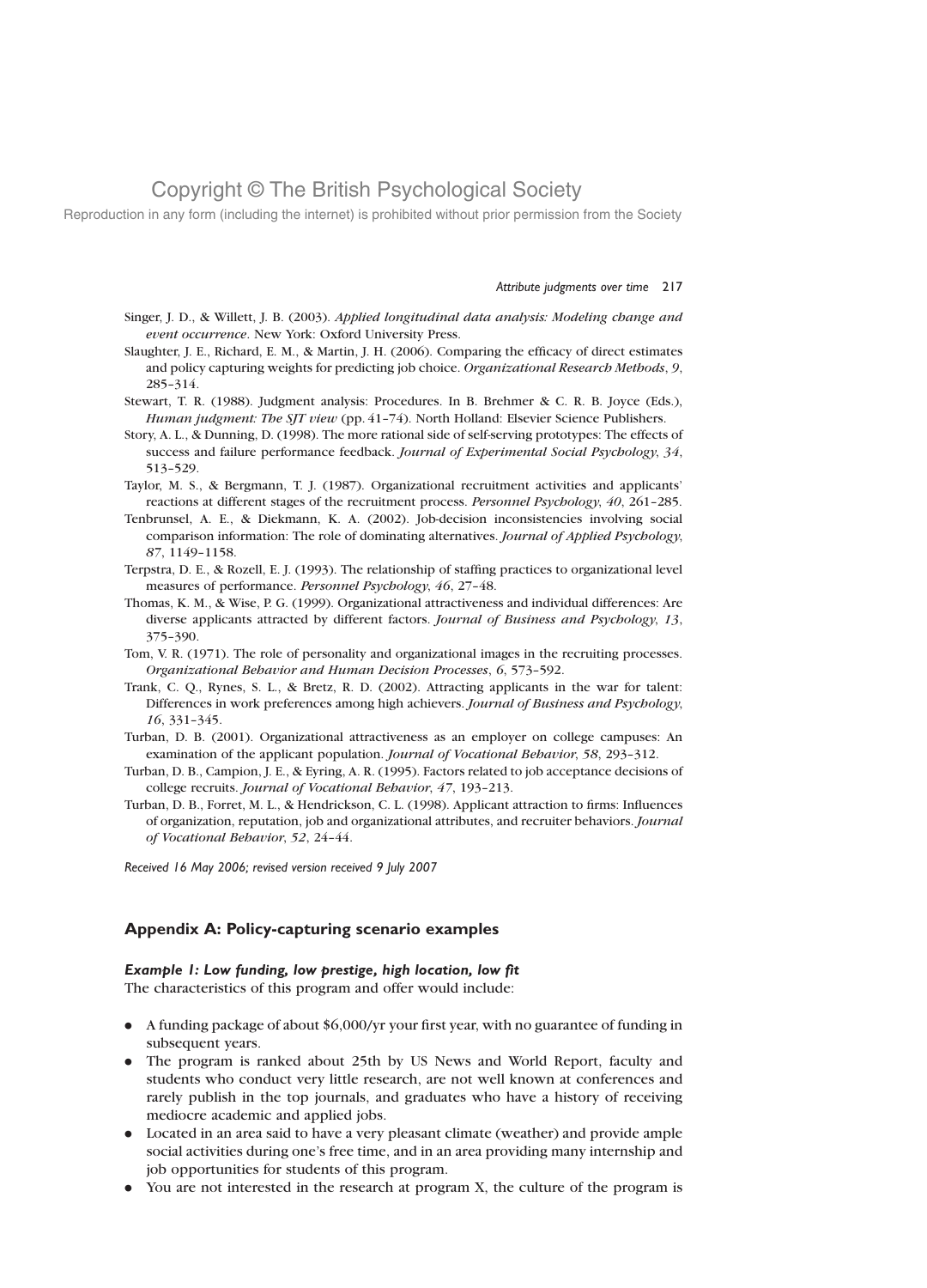Singer, J. D., & Willett, J. B. (2003). *Applied longitudinal data analysis: Modeling change and event occurrence*. New York: Oxford University Press.

Slaughter, J. E., Richard, E. M., & Martin, J. H. (2006). Comparing the efficacy of direct estimates and policy capturing weights for predicting job choice. *Organizational Research Methods*, *9*, 285–314.

Stewart, T. R. (1988). Judgment analysis: Procedures. In B. Brehmer & C. R. B. Joyce (Eds.), *Human judgment: The SJT view* (pp. 41–74). North Holland: Elsevier Science Publishers.

Story, A. L., & Dunning, D. (1998). The more rational side of self-serving prototypes: The effects of success and failure performance feedback. *Journal of Experimental Social Psychology*, *34*, 513–529.

Taylor, M. S., & Bergmann, T. J. (1987). Organizational recruitment activities and applicants' reactions at different stages of the recruitment process. *Personnel Psychology*, *40*, 261–285.

Tenbrunsel, A. E., & Diekmann, K. A. (2002). Job-decision inconsistencies involving social comparison information: The role of dominating alternatives. *Journal of Applied Psychology*, *87*, 1149–1158.

Terpstra, D. E., & Rozell, E. J. (1993). The relationship of staffing practices to organizational level measures of performance. *Personnel Psychology*, *46*, 27–48.

Thomas, K. M., & Wise, P. G. (1999). Organizational attractiveness and individual differences: Are diverse applicants attracted by different factors. *Journal of Business and Psychology*, *13*, 375–390.

Tom, V. R. (1971). The role of personality and organizational images in the recruiting processes. *Organizational Behavior and Human Decision Processes*, *6*, 573–592.

Trank, C. Q., Rynes, S. L., & Bretz, R. D. (2002). Attracting applicants in the war for talent: Differences in work preferences among high achievers. *Journal of Business and Psychology*, *16*, 331–345.

Turban, D. B. (2001). Organizational attractiveness as an employer on college campuses: An examination of the applicant population. *Journal of Vocational Behavior*, *58*, 293–312.

Turban, D. B., Campion, J. E., & Eyring, A. R. (1995). Factors related to job acceptance decisions of college recruits. *Journal of Vocational Behavior*, *47*, 193–213.

Turban, D. B., Forret, M. L., & Hendrickson, C. L. (1998). Applicant attraction to firms: Influences of organization, reputation, job and organizational attributes, and recruiter behaviors. *Journal of Vocational Behavior*, *52*, 24–44.

*Received 16 May 2006; revised version received 9 July 2007*

## Appendix A: Policy-capturing scenario examples

### *Example 1: Low funding, low prestige, high location, low fit*

The characteristics of this program and offer would include:

- A funding package of about $6,000/yr your first year, with no guarantee of funding in subsequent years.
- The program is ranked about 25th by US News and World Report, faculty and students who conduct very little research, are not well known at conferences and rarely publish in the top journals, and graduates who have a history of receiving mediocre academic and applied jobs.
- Located in an area said to have a very pleasant climate (weather) and provide ample social activities during one's free time, and in an area providing many internship and job opportunities for students of this program.
- You are not interested in the research at program X, the culture of the program is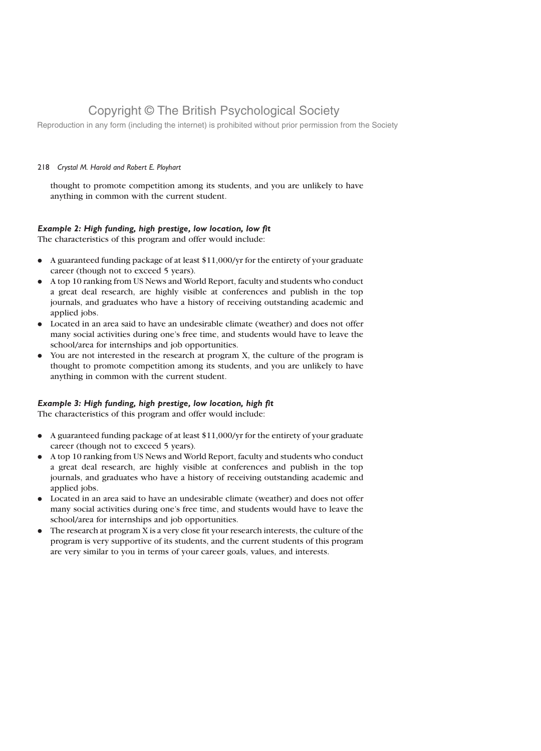thought to promote competition among its students, and you are unlikely to have anything in common with the current student.

***Example 2: High funding, high prestige, low location, low fit***

The characteristics of this program and offer would include:

- A guaranteed funding package of at least $11,000/yr for the entirety of your graduate career (though not to exceed 5 years).
- A top 10 ranking from US News and World Report, faculty and students who conduct a great deal research, are highly visible at conferences and publish in the top journals, and graduates who have a history of receiving outstanding academic and applied jobs.
- Located in an area said to have an undesirable climate (weather) and does not offer many social activities during one's free time, and students would have to leave the school/area for internships and job opportunities.
- You are not interested in the research at program X, the culture of the program is thought to promote competition among its students, and you are unlikely to have anything in common with the current student.

***Example 3: High funding, high prestige, low location, high fit***

The characteristics of this program and offer would include:

- A guaranteed funding package of at least $11,000/yr for the entirety of your graduate career (though not to exceed 5 years).
- A top 10 ranking from US News and World Report, faculty and students who conduct a great deal research, are highly visible at conferences and publish in the top journals, and graduates who have a history of receiving outstanding academic and applied jobs.
- Located in an area said to have an undesirable climate (weather) and does not offer many social activities during one's free time, and students would have to leave the school/area for internships and job opportunities.
- The research at program X is a very close fit your research interests, the culture of the program is very supportive of its students, and the current students of this program are very similar to you in terms of your career goals, values, and interests.